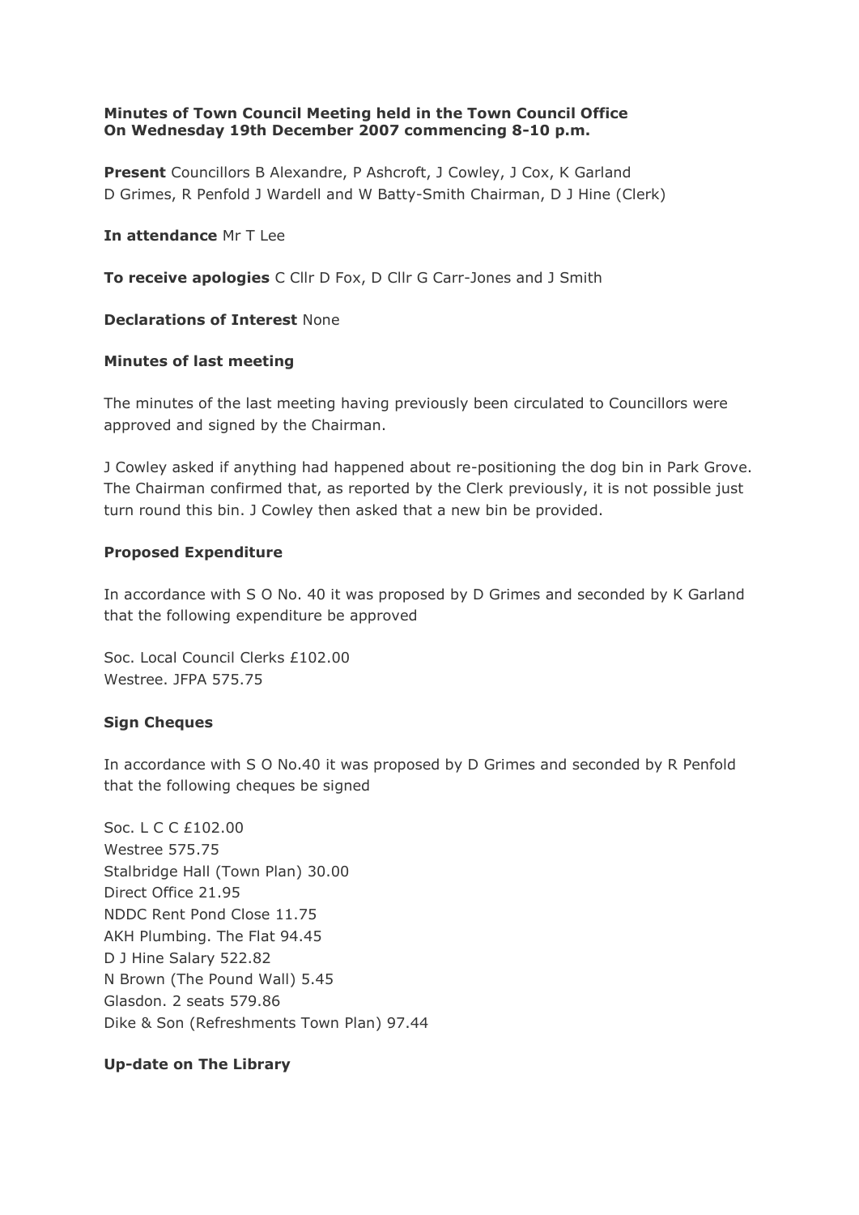**Minutes of Town Council Meeting held in the Town Council Office On Wednesday 19th December 2007 commencing 8-10 p.m.**

**Present** Councillors B Alexandre, P Ashcroft, J Cowley, J Cox, K Garland D Grimes, R Penfold J Wardell and W Batty-Smith Chairman, D J Hine (Clerk)

**In attendance** Mr T Lee

**To receive apologies** C Cllr D Fox, D Cllr G Carr-Jones and J Smith

**Declarations of Interest** None

**Minutes of last meeting**

The minutes of the last meeting having previously been circulated to Councillors were approved and signed by the Chairman.

J Cowley asked if anything had happened about re-positioning the dog bin in Park Grove. The Chairman confirmed that, as reported by the Clerk previously, it is not possible just turn round this bin. J Cowley then asked that a new bin be provided.

**Proposed Expenditure**

In accordance with S O No. 40 it was proposed by D Grimes and seconded by K Garland that the following expenditure be approved

Soc. Local Council Clerks £102.00
Westree. JFPA 575.75

**Sign Cheques**

In accordance with S O No.40 it was proposed by D Grimes and seconded by R Penfold that the following cheques be signed

Soc. L C C £102.00
Westree 575.75
Stalbridge Hall (Town Plan) 30.00
Direct Office 21.95
NDDC Rent Pond Close 11.75
AKH Plumbing. The Flat 94.45
D J Hine Salary 522.82
N Brown (The Pound Wall) 5.45
Glasdon. 2 seats 579.86
Dike & Son (Refreshments Town Plan) 97.44

**Up-date on The Library**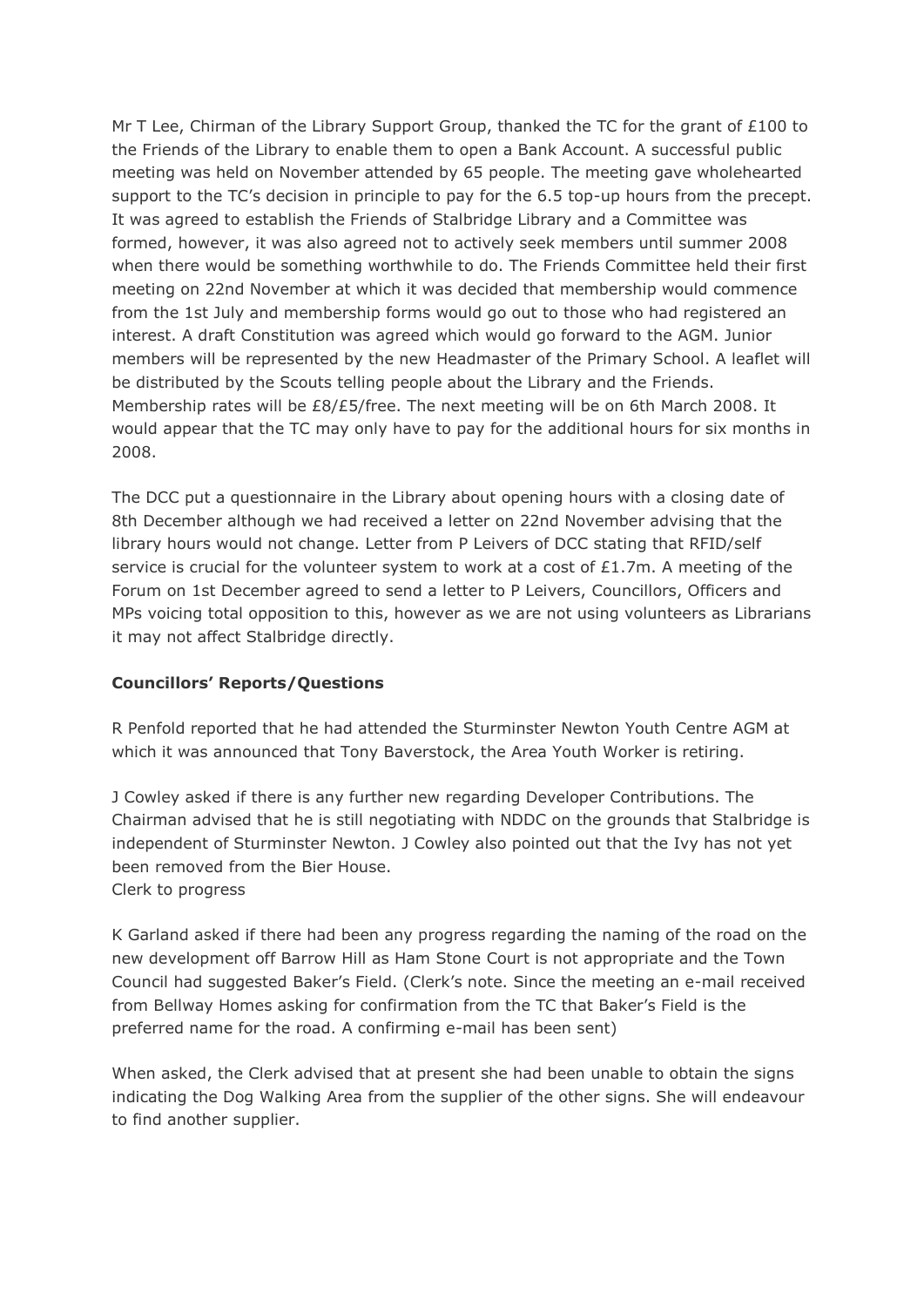Mr T Lee, Chirman of the Library Support Group, thanked the TC for the grant of £100 to the Friends of the Library to enable them to open a Bank Account. A successful public meeting was held on November attended by 65 people. The meeting gave wholehearted support to the TC's decision in principle to pay for the 6.5 top-up hours from the precept. It was agreed to establish the Friends of Stalbridge Library and a Committee was formed, however, it was also agreed not to actively seek members until summer 2008 when there would be something worthwhile to do. The Friends Committee held their first meeting on 22nd November at which it was decided that membership would commence from the 1st July and membership forms would go out to those who had registered an interest. A draft Constitution was agreed which would go forward to the AGM. Junior members will be represented by the new Headmaster of the Primary School. A leaflet will be distributed by the Scouts telling people about the Library and the Friends. Membership rates will be £8/£5/free. The next meeting will be on 6th March 2008. It would appear that the TC may only have to pay for the additional hours for six months in 2008.

The DCC put a questionnaire in the Library about opening hours with a closing date of 8th December although we had received a letter on 22nd November advising that the library hours would not change. Letter from P Leivers of DCC stating that RFID/self service is crucial for the volunteer system to work at a cost of £1.7m. A meeting of the Forum on 1st December agreed to send a letter to P Leivers, Councillors, Officers and MPs voicing total opposition to this, however as we are not using volunteers as Librarians it may not affect Stalbridge directly.

**Councillors' Reports/Questions**

R Penfold reported that he had attended the Sturminster Newton Youth Centre AGM at which it was announced that Tony Baverstock, the Area Youth Worker is retiring.

J Cowley asked if there is any further new regarding Developer Contributions. The Chairman advised that he is still negotiating with NDDC on the grounds that Stalbridge is independent of Sturminster Newton. J Cowley also pointed out that the Ivy has not yet been removed from the Bier House.
Clerk to progress

K Garland asked if there had been any progress regarding the naming of the road on the new development off Barrow Hill as Ham Stone Court is not appropriate and the Town Council had suggested Baker's Field. (Clerk's note. Since the meeting an e-mail received from Bellway Homes asking for confirmation from the TC that Baker's Field is the preferred name for the road. A confirming e-mail has been sent)

When asked, the Clerk advised that at present she had been unable to obtain the signs indicating the Dog Walking Area from the supplier of the other signs. She will endeavour to find another supplier.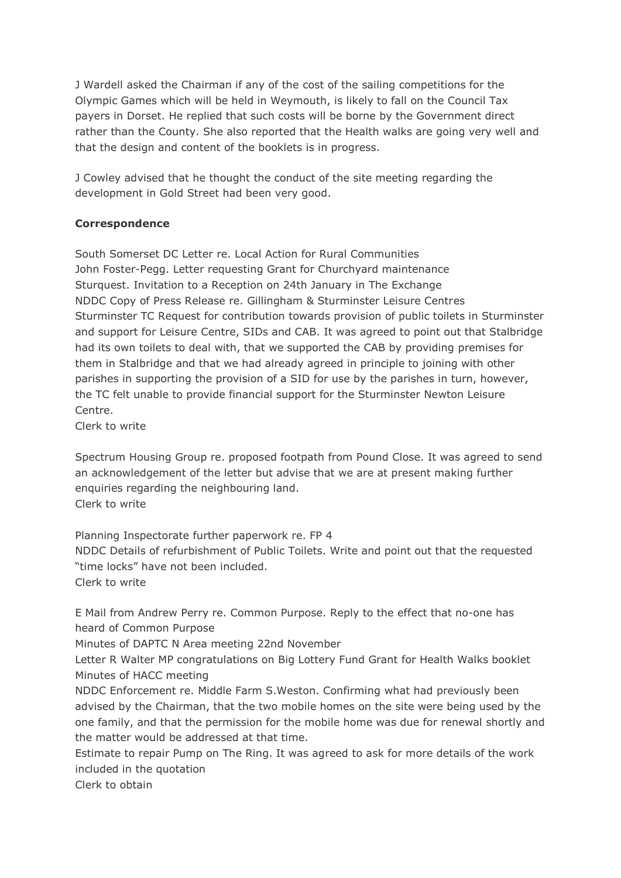J Wardell asked the Chairman if any of the cost of the sailing competitions for the Olympic Games which will be held in Weymouth, is likely to fall on the Council Tax payers in Dorset. He replied that such costs will be borne by the Government direct rather than the County. She also reported that the Health walks are going very well and that the design and content of the booklets is in progress.

J Cowley advised that he thought the conduct of the site meeting regarding the development in Gold Street had been very good.

**Correspondence**

South Somerset DC Letter re. Local Action for Rural Communities
John Foster-Pegg. Letter requesting Grant for Churchyard maintenance
Sturquest. Invitation to a Reception on 24th January in The Exchange
NDDC Copy of Press Release re. Gillingham & Sturminster Leisure Centres
Sturminster TC Request for contribution towards provision of public toilets in Sturminster and support for Leisure Centre, SIDs and CAB. It was agreed to point out that Stalbridge had its own toilets to deal with, that we supported the CAB by providing premises for them in Stalbridge and that we had already agreed in principle to joining with other parishes in supporting the provision of a SID for use by the parishes in turn, however, the TC felt unable to provide financial support for the Sturminster Newton Leisure Centre.
Clerk to write

Spectrum Housing Group re. proposed footpath from Pound Close. It was agreed to send an acknowledgement of the letter but advise that we are at present making further enquiries regarding the neighbouring land.
Clerk to write

Planning Inspectorate further paperwork re. FP 4
NDDC Details of refurbishment of Public Toilets. Write and point out that the requested "time locks" have not been included.
Clerk to write

E Mail from Andrew Perry re. Common Purpose. Reply to the effect that no-one has heard of Common Purpose
Minutes of DAPTC N Area meeting 22nd November
Letter R Walter MP congratulations on Big Lottery Fund Grant for Health Walks booklet
Minutes of HACC meeting
NDDC Enforcement re. Middle Farm S.Weston. Confirming what had previously been advised by the Chairman, that the two mobile homes on the site were being used by the one family, and that the permission for the mobile home was due for renewal shortly and the matter would be addressed at that time.
Estimate to repair Pump on The Ring. It was agreed to ask for more details of the work included in the quotation
Clerk to obtain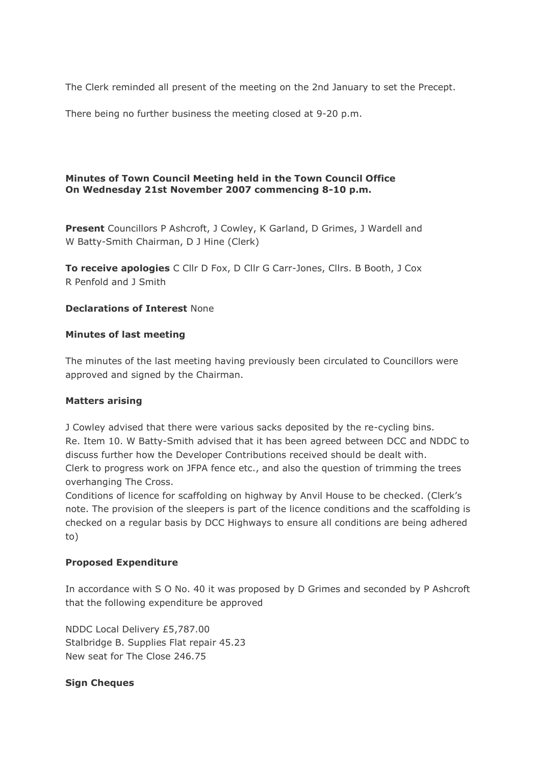The Clerk reminded all present of the meeting on the 2nd January to set the Precept.

There being no further business the meeting closed at 9-20 p.m.

**Minutes of Town Council Meeting held in the Town Council Office On Wednesday 21st November 2007 commencing 8-10 p.m.**

**Present** Councillors P Ashcroft, J Cowley, K Garland, D Grimes, J Wardell and W Batty-Smith Chairman, D J Hine (Clerk)

**To receive apologies** C Cllr D Fox, D Cllr G Carr-Jones, Cllrs. B Booth, J Cox R Penfold and J Smith

**Declarations of Interest** None

**Minutes of last meeting**

The minutes of the last meeting having previously been circulated to Councillors were approved and signed by the Chairman.

**Matters arising**

J Cowley advised that there were various sacks deposited by the re-cycling bins.
Re. Item 10. W Batty-Smith advised that it has been agreed between DCC and NDDC to discuss further how the Developer Contributions received should be dealt with.
Clerk to progress work on JFPA fence etc., and also the question of trimming the trees overhanging The Cross.
Conditions of licence for scaffolding on highway by Anvil House to be checked. (Clerk's note. The provision of the sleepers is part of the licence conditions and the scaffolding is checked on a regular basis by DCC Highways to ensure all conditions are being adhered to)

**Proposed Expenditure**

In accordance with S O No. 40 it was proposed by D Grimes and seconded by P Ashcroft that the following expenditure be approved

NDDC Local Delivery £5,787.00
Stalbridge B. Supplies Flat repair 45.23
New seat for The Close 246.75

**Sign Cheques**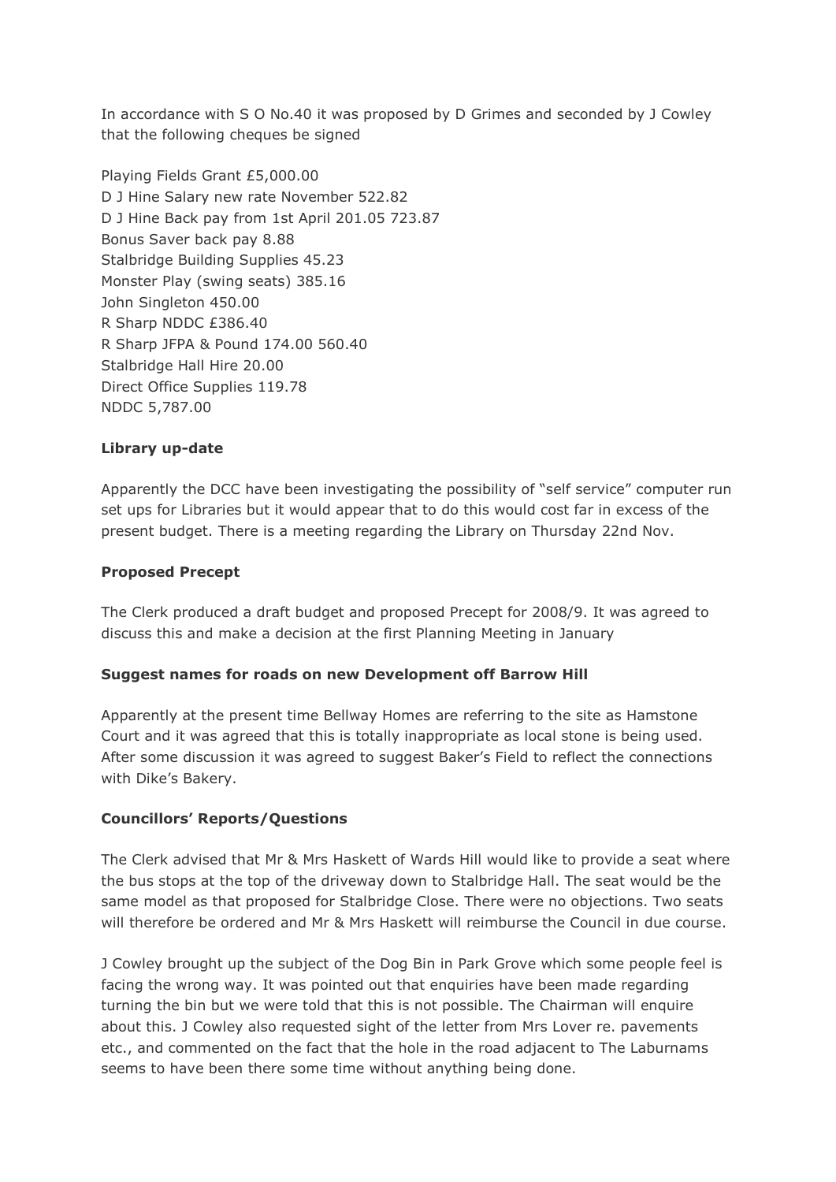In accordance with S O No.40 it was proposed by D Grimes and seconded by J Cowley that the following cheques be signed

Playing Fields Grant £5,000.00
D J Hine Salary new rate November 522.82
D J Hine Back pay from 1st April 201.05 723.87
Bonus Saver back pay 8.88
Stalbridge Building Supplies 45.23
Monster Play (swing seats) 385.16
John Singleton 450.00
R Sharp NDDC £386.40
R Sharp JFPA & Pound 174.00 560.40
Stalbridge Hall Hire 20.00
Direct Office Supplies 119.78
NDDC 5,787.00

**Library up-date**

Apparently the DCC have been investigating the possibility of "self service" computer run set ups for Libraries but it would appear that to do this would cost far in excess of the present budget. There is a meeting regarding the Library on Thursday 22nd Nov.

**Proposed Precept**

The Clerk produced a draft budget and proposed Precept for 2008/9. It was agreed to discuss this and make a decision at the first Planning Meeting in January

**Suggest names for roads on new Development off Barrow Hill**

Apparently at the present time Bellway Homes are referring to the site as Hamstone Court and it was agreed that this is totally inappropriate as local stone is being used. After some discussion it was agreed to suggest Baker's Field to reflect the connections with Dike's Bakery.

**Councillors' Reports/Questions**

The Clerk advised that Mr & Mrs Haskett of Wards Hill would like to provide a seat where the bus stops at the top of the driveway down to Stalbridge Hall. The seat would be the same model as that proposed for Stalbridge Close. There were no objections. Two seats will therefore be ordered and Mr & Mrs Haskett will reimburse the Council in due course.

J Cowley brought up the subject of the Dog Bin in Park Grove which some people feel is facing the wrong way. It was pointed out that enquiries have been made regarding turning the bin but we were told that this is not possible. The Chairman will enquire about this. J Cowley also requested sight of the letter from Mrs Lover re. pavements etc., and commented on the fact that the hole in the road adjacent to The Laburnams seems to have been there some time without anything being done.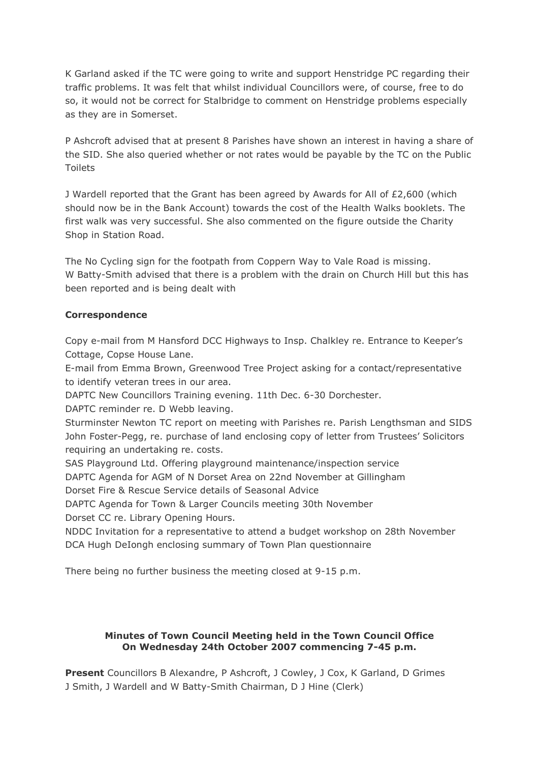K Garland asked if the TC were going to write and support Henstridge PC regarding their traffic problems. It was felt that whilst individual Councillors were, of course, free to do so, it would not be correct for Stalbridge to comment on Henstridge problems especially as they are in Somerset.

P Ashcroft advised that at present 8 Parishes have shown an interest in having a share of the SID. She also queried whether or not rates would be payable by the TC on the Public Toilets

J Wardell reported that the Grant has been agreed by Awards for All of £2,600 (which should now be in the Bank Account) towards the cost of the Health Walks booklets. The first walk was very successful. She also commented on the figure outside the Charity Shop in Station Road.

The No Cycling sign for the footpath from Coppern Way to Vale Road is missing.
W Batty-Smith advised that there is a problem with the drain on Church Hill but this has been reported and is being dealt with

**Correspondence**

Copy e-mail from M Hansford DCC Highways to Insp. Chalkley re. Entrance to Keeper's Cottage, Copse House Lane.
E-mail from Emma Brown, Greenwood Tree Project asking for a contact/representative to identify veteran trees in our area.
DAPTC New Councillors Training evening. 11th Dec. 6-30 Dorchester.
DAPTC reminder re. D Webb leaving.
Sturminster Newton TC report on meeting with Parishes re. Parish Lengthsman and SIDS
John Foster-Pegg, re. purchase of land enclosing copy of letter from Trustees' Solicitors requiring an undertaking re. costs.
SAS Playground Ltd. Offering playground maintenance/inspection service
DAPTC Agenda for AGM of N Dorset Area on 22nd November at Gillingham
Dorset Fire & Rescue Service details of Seasonal Advice
DAPTC Agenda for Town & Larger Councils meeting 30th November
Dorset CC re. Library Opening Hours.
NDDC Invitation for a representative to attend a budget workshop on 28th November
DCA Hugh DeIongh enclosing summary of Town Plan questionnaire

There being no further business the meeting closed at 9-15 p.m.

**Minutes of Town Council Meeting held in the Town Council Office**
**On Wednesday 24th October 2007 commencing 7-45 p.m.**

**Present** Councillors B Alexandre, P Ashcroft, J Cowley, J Cox, K Garland, D Grimes J Smith, J Wardell and W Batty-Smith Chairman, D J Hine (Clerk)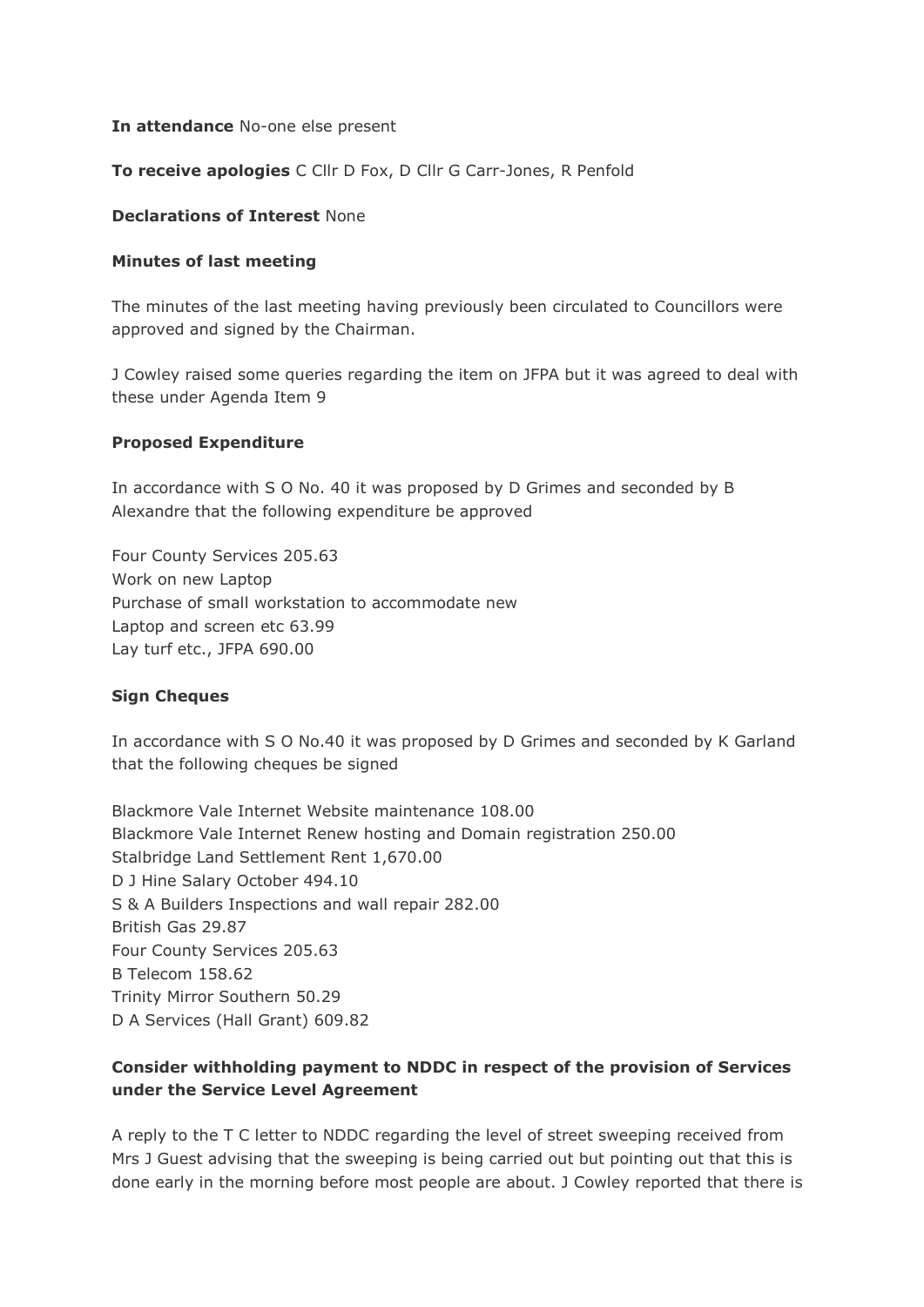**In attendance** No-one else present

**To receive apologies** C Cllr D Fox, D Cllr G Carr-Jones, R Penfold

**Declarations of Interest** None

**Minutes of last meeting**

The minutes of the last meeting having previously been circulated to Councillors were approved and signed by the Chairman.

J Cowley raised some queries regarding the item on JFPA but it was agreed to deal with these under Agenda Item 9

**Proposed Expenditure**

In accordance with S O No. 40 it was proposed by D Grimes and seconded by B Alexandre that the following expenditure be approved

Four County Services 205.63
Work on new Laptop
Purchase of small workstation to accommodate new
Laptop and screen etc 63.99
Lay turf etc., JFPA 690.00

**Sign Cheques**

In accordance with S O No.40 it was proposed by D Grimes and seconded by K Garland that the following cheques be signed

Blackmore Vale Internet Website maintenance 108.00
Blackmore Vale Internet Renew hosting and Domain registration 250.00
Stalbridge Land Settlement Rent 1,670.00
D J Hine Salary October 494.10
S & A Builders Inspections and wall repair 282.00
British Gas 29.87
Four County Services 205.63
B Telecom 158.62
Trinity Mirror Southern 50.29
D A Services (Hall Grant) 609.82

**Consider withholding payment to NDDC in respect of the provision of Services under the Service Level Agreement**

A reply to the T C letter to NDDC regarding the level of street sweeping received from Mrs J Guest advising that the sweeping is being carried out but pointing out that this is done early in the morning before most people are about. J Cowley reported that there is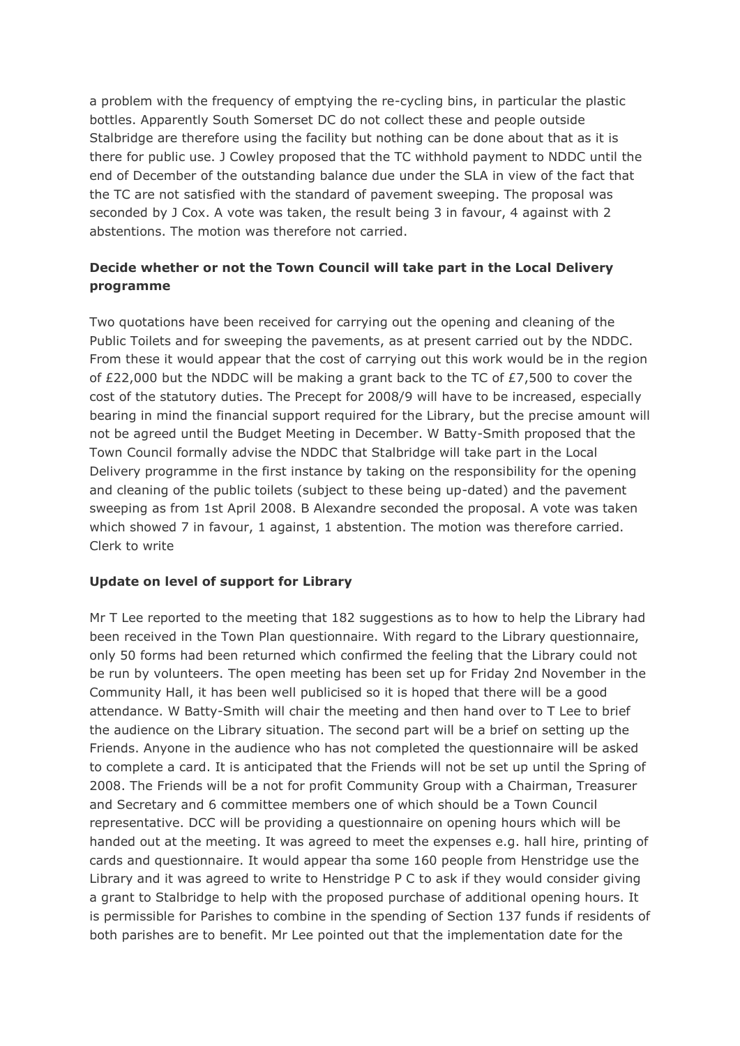a problem with the frequency of emptying the re-cycling bins, in particular the plastic bottles. Apparently South Somerset DC do not collect these and people outside Stalbridge are therefore using the facility but nothing can be done about that as it is there for public use. J Cowley proposed that the TC withhold payment to NDDC until the end of December of the outstanding balance due under the SLA in view of the fact that the TC are not satisfied with the standard of pavement sweeping. The proposal was seconded by J Cox. A vote was taken, the result being 3 in favour, 4 against with 2 abstentions. The motion was therefore not carried.

**Decide whether or not the Town Council will take part in the Local Delivery programme**

Two quotations have been received for carrying out the opening and cleaning of the Public Toilets and for sweeping the pavements, as at present carried out by the NDDC. From these it would appear that the cost of carrying out this work would be in the region of £22,000 but the NDDC will be making a grant back to the TC of £7,500 to cover the cost of the statutory duties. The Precept for 2008/9 will have to be increased, especially bearing in mind the financial support required for the Library, but the precise amount will not be agreed until the Budget Meeting in December. W Batty-Smith proposed that the Town Council formally advise the NDDC that Stalbridge will take part in the Local Delivery programme in the first instance by taking on the responsibility for the opening and cleaning of the public toilets (subject to these being up-dated) and the pavement sweeping as from 1st April 2008. B Alexandre seconded the proposal. A vote was taken which showed 7 in favour, 1 against, 1 abstention. The motion was therefore carried. Clerk to write

**Update on level of support for Library**

Mr T Lee reported to the meeting that 182 suggestions as to how to help the Library had been received in the Town Plan questionnaire. With regard to the Library questionnaire, only 50 forms had been returned which confirmed the feeling that the Library could not be run by volunteers. The open meeting has been set up for Friday 2nd November in the Community Hall, it has been well publicised so it is hoped that there will be a good attendance. W Batty-Smith will chair the meeting and then hand over to T Lee to brief the audience on the Library situation. The second part will be a brief on setting up the Friends. Anyone in the audience who has not completed the questionnaire will be asked to complete a card. It is anticipated that the Friends will not be set up until the Spring of 2008. The Friends will be a not for profit Community Group with a Chairman, Treasurer and Secretary and 6 committee members one of which should be a Town Council representative. DCC will be providing a questionnaire on opening hours which will be handed out at the meeting. It was agreed to meet the expenses e.g. hall hire, printing of cards and questionnaire. It would appear tha some 160 people from Henstridge use the Library and it was agreed to write to Henstridge P C to ask if they would consider giving a grant to Stalbridge to help with the proposed purchase of additional opening hours. It is permissible for Parishes to combine in the spending of Section 137 funds if residents of both parishes are to benefit. Mr Lee pointed out that the implementation date for the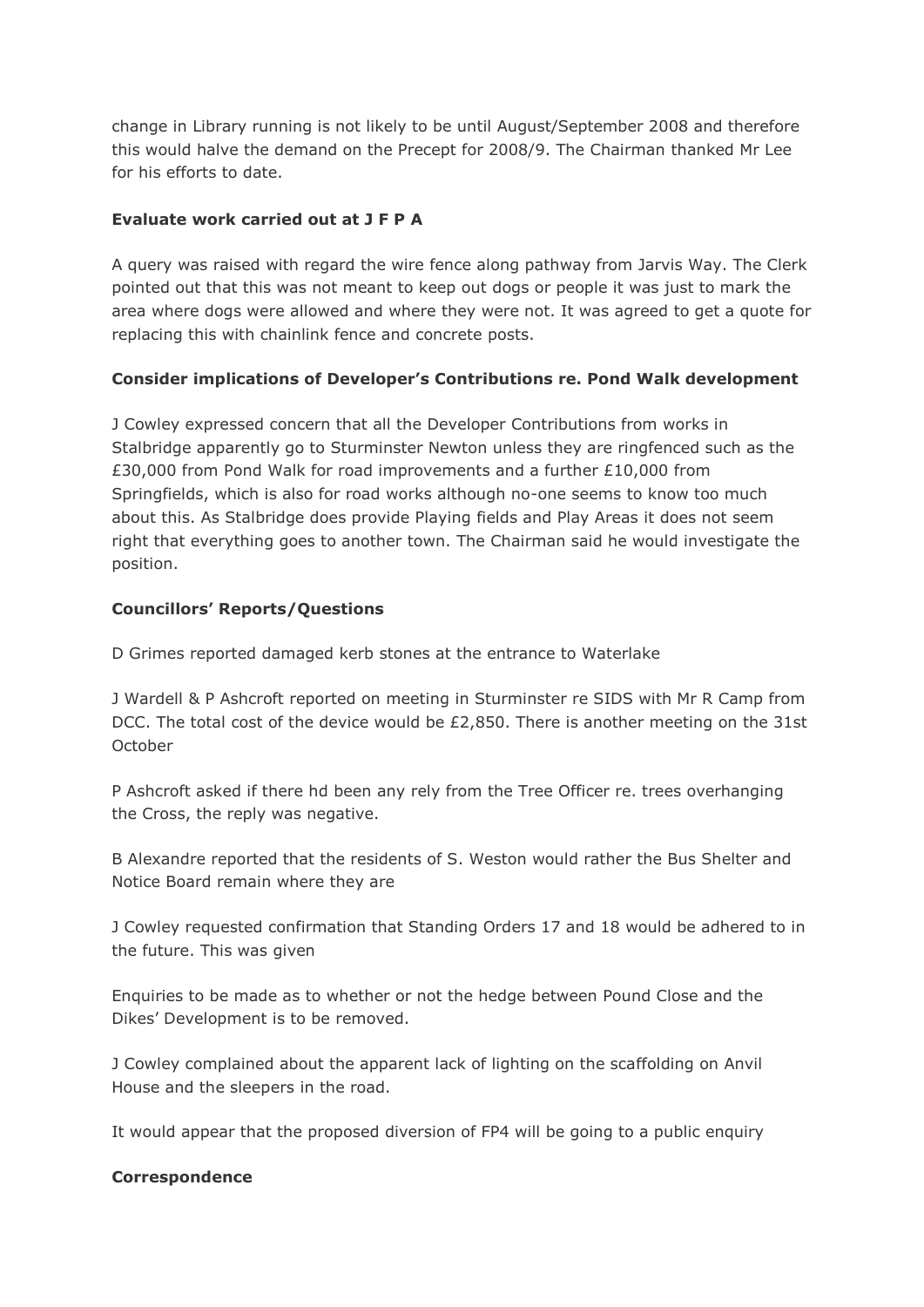change in Library running is not likely to be until August/September 2008 and therefore this would halve the demand on the Precept for 2008/9. The Chairman thanked Mr Lee for his efforts to date.

**Evaluate work carried out at J F P A**

A query was raised with regard the wire fence along pathway from Jarvis Way. The Clerk pointed out that this was not meant to keep out dogs or people it was just to mark the area where dogs were allowed and where they were not. It was agreed to get a quote for replacing this with chainlink fence and concrete posts.

**Consider implications of Developer's Contributions re. Pond Walk development**

J Cowley expressed concern that all the Developer Contributions from works in Stalbridge apparently go to Sturminster Newton unless they are ringfenced such as the £30,000 from Pond Walk for road improvements and a further £10,000 from Springfields, which is also for road works although no-one seems to know too much about this. As Stalbridge does provide Playing fields and Play Areas it does not seem right that everything goes to another town. The Chairman said he would investigate the position.

**Councillors' Reports/Questions**

D Grimes reported damaged kerb stones at the entrance to Waterlake

J Wardell & P Ashcroft reported on meeting in Sturminster re SIDS with Mr R Camp from DCC. The total cost of the device would be £2,850. There is another meeting on the 31st October

P Ashcroft asked if there hd been any rely from the Tree Officer re. trees overhanging the Cross, the reply was negative.

B Alexandre reported that the residents of S. Weston would rather the Bus Shelter and Notice Board remain where they are

J Cowley requested confirmation that Standing Orders 17 and 18 would be adhered to in the future. This was given

Enquiries to be made as to whether or not the hedge between Pound Close and the Dikes' Development is to be removed.

J Cowley complained about the apparent lack of lighting on the scaffolding on Anvil House and the sleepers in the road.

It would appear that the proposed diversion of FP4 will be going to a public enquiry

**Correspondence**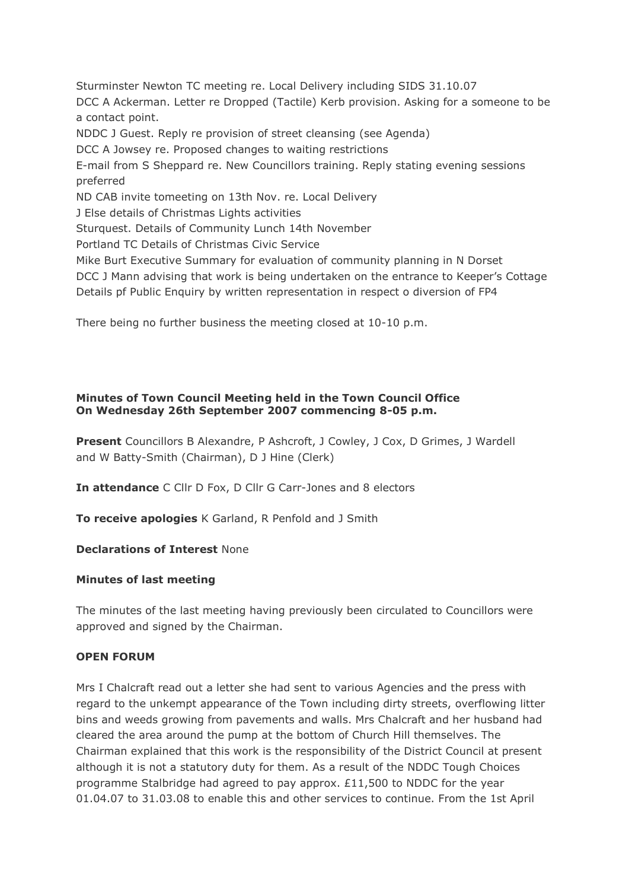Sturminster Newton TC meeting re. Local Delivery including SIDS 31.10.07
DCC A Ackerman. Letter re Dropped (Tactile) Kerb provision. Asking for a someone to be a contact point.
NDDC J Guest. Reply re provision of street cleansing (see Agenda)
DCC A Jowsey re. Proposed changes to waiting restrictions
E-mail from S Sheppard re. New Councillors training. Reply stating evening sessions preferred
ND CAB invite tomeeting on 13th Nov. re. Local Delivery
J Else details of Christmas Lights activities
Sturquest. Details of Community Lunch 14th November
Portland TC Details of Christmas Civic Service
Mike Burt Executive Summary for evaluation of community planning in N Dorset
DCC J Mann advising that work is being undertaken on the entrance to Keeper's Cottage
Details pf Public Enquiry by written representation in respect o diversion of FP4

There being no further business the meeting closed at 10-10 p.m.

**Minutes of Town Council Meeting held in the Town Council Office**
**On Wednesday 26th September 2007 commencing 8-05 p.m.**

**Present** Councillors B Alexandre, P Ashcroft, J Cowley, J Cox, D Grimes, J Wardell and W Batty-Smith (Chairman), D J Hine (Clerk)

**In attendance** C Cllr D Fox, D Cllr G Carr-Jones and 8 electors

**To receive apologies** K Garland, R Penfold and J Smith

**Declarations of Interest** None

**Minutes of last meeting**

The minutes of the last meeting having previously been circulated to Councillors were approved and signed by the Chairman.

**OPEN FORUM**

Mrs I Chalcraft read out a letter she had sent to various Agencies and the press with regard to the unkempt appearance of the Town including dirty streets, overflowing litter bins and weeds growing from pavements and walls. Mrs Chalcraft and her husband had cleared the area around the pump at the bottom of Church Hill themselves. The Chairman explained that this work is the responsibility of the District Council at present although it is not a statutory duty for them. As a result of the NDDC Tough Choices programme Stalbridge had agreed to pay approx. £11,500 to NDDC for the year 01.04.07 to 31.03.08 to enable this and other services to continue. From the 1st April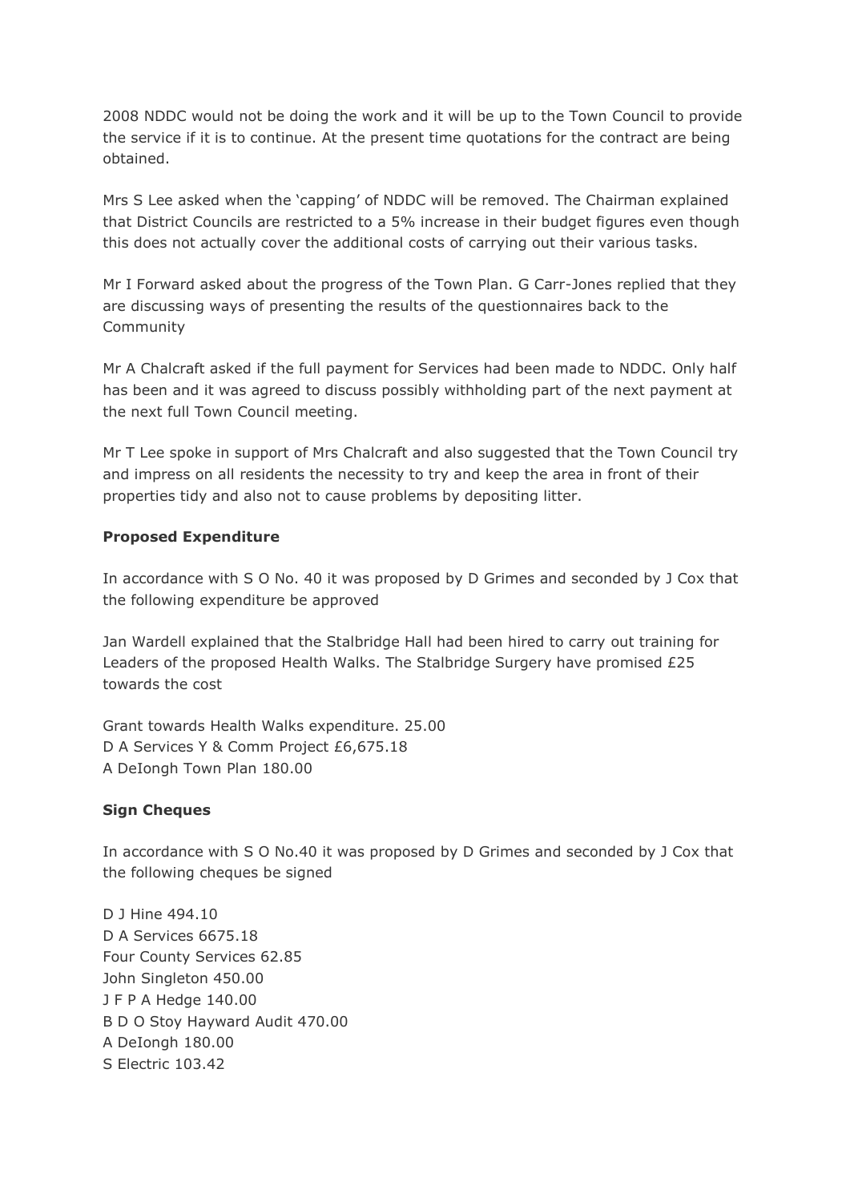2008 NDDC would not be doing the work and it will be up to the Town Council to provide the service if it is to continue. At the present time quotations for the contract are being obtained.

Mrs S Lee asked when the 'capping' of NDDC will be removed. The Chairman explained that District Councils are restricted to a 5% increase in their budget figures even though this does not actually cover the additional costs of carrying out their various tasks.

Mr I Forward asked about the progress of the Town Plan. G Carr-Jones replied that they are discussing ways of presenting the results of the questionnaires back to the Community

Mr A Chalcraft asked if the full payment for Services had been made to NDDC. Only half has been and it was agreed to discuss possibly withholding part of the next payment at the next full Town Council meeting.

Mr T Lee spoke in support of Mrs Chalcraft and also suggested that the Town Council try and impress on all residents the necessity to try and keep the area in front of their properties tidy and also not to cause problems by depositing litter.

**Proposed Expenditure**

In accordance with S O No. 40 it was proposed by D Grimes and seconded by J Cox that the following expenditure be approved

Jan Wardell explained that the Stalbridge Hall had been hired to carry out training for Leaders of the proposed Health Walks. The Stalbridge Surgery have promised £25 towards the cost

Grant towards Health Walks expenditure. 25.00
D A Services Y & Comm Project £6,675.18
A DeIongh Town Plan 180.00

**Sign Cheques**

In accordance with S O No.40 it was proposed by D Grimes and seconded by J Cox that the following cheques be signed

D J Hine 494.10
D A Services 6675.18
Four County Services 62.85
John Singleton 450.00
J F P A Hedge 140.00
B D O Stoy Hayward Audit 470.00
A DeIongh 180.00
S Electric 103.42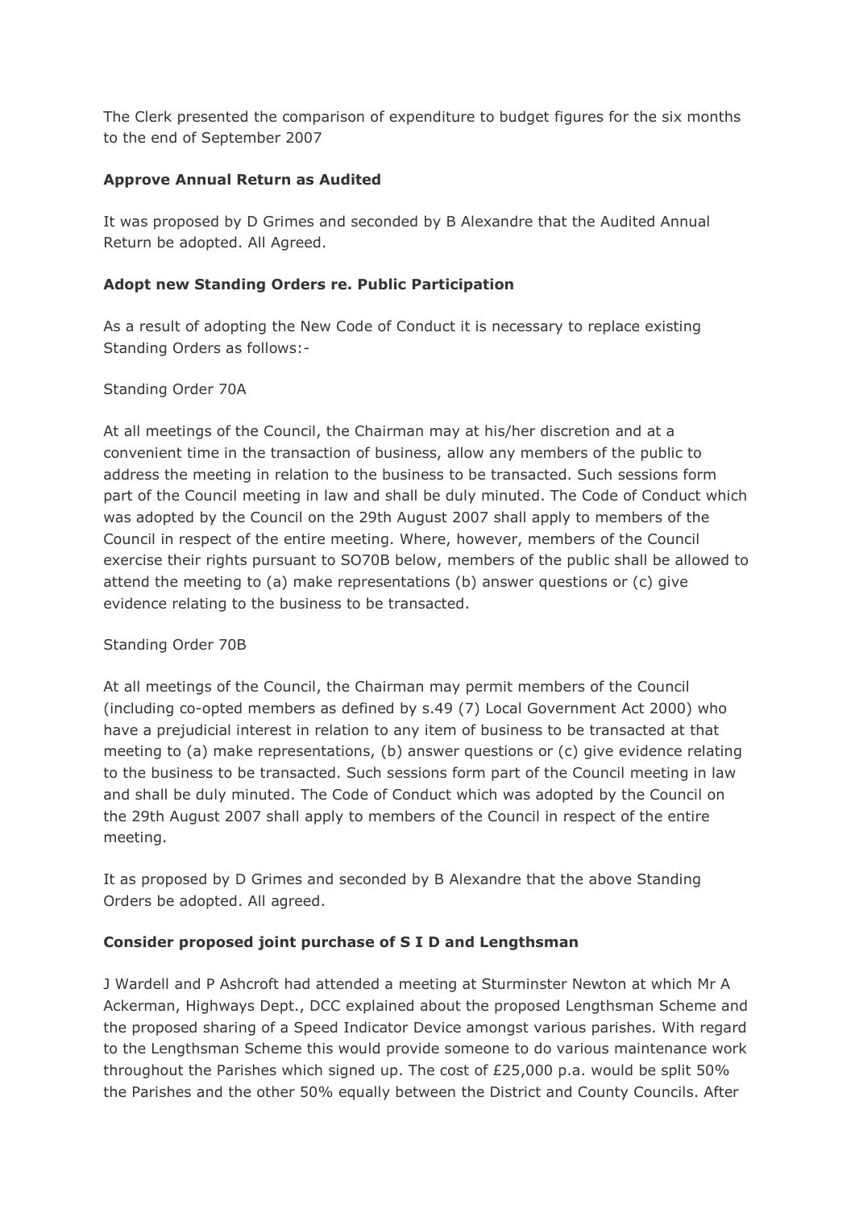The Clerk presented the comparison of expenditure to budget figures for the six months to the end of September 2007

**Approve Annual Return as Audited**

It was proposed by D Grimes and seconded by B Alexandre that the Audited Annual Return be adopted. All Agreed.

**Adopt new Standing Orders re. Public Participation**

As a result of adopting the New Code of Conduct it is necessary to replace existing Standing Orders as follows:-

Standing Order 70A

At all meetings of the Council, the Chairman may at his/her discretion and at a convenient time in the transaction of business, allow any members of the public to address the meeting in relation to the business to be transacted. Such sessions form part of the Council meeting in law and shall be duly minuted. The Code of Conduct which was adopted by the Council on the 29th August 2007 shall apply to members of the Council in respect of the entire meeting. Where, however, members of the Council exercise their rights pursuant to SO70B below, members of the public shall be allowed to attend the meeting to (a) make representations (b) answer questions or (c) give evidence relating to the business to be transacted.

Standing Order 70B

At all meetings of the Council, the Chairman may permit members of the Council (including co-opted members as defined by s.49 (7) Local Government Act 2000) who have a prejudicial interest in relation to any item of business to be transacted at that meeting to (a) make representations, (b) answer questions or (c) give evidence relating to the business to be transacted. Such sessions form part of the Council meeting in law and shall be duly minuted. The Code of Conduct which was adopted by the Council on the 29th August 2007 shall apply to members of the Council in respect of the entire meeting.

It as proposed by D Grimes and seconded by B Alexandre that the above Standing Orders be adopted. All agreed.

**Consider proposed joint purchase of S I D and Lengthsman**

J Wardell and P Ashcroft had attended a meeting at Sturminster Newton at which Mr A Ackerman, Highways Dept., DCC explained about the proposed Lengthsman Scheme and the proposed sharing of a Speed Indicator Device amongst various parishes. With regard to the Lengthsman Scheme this would provide someone to do various maintenance work throughout the Parishes which signed up. The cost of £25,000 p.a. would be split 50% the Parishes and the other 50% equally between the District and County Councils. After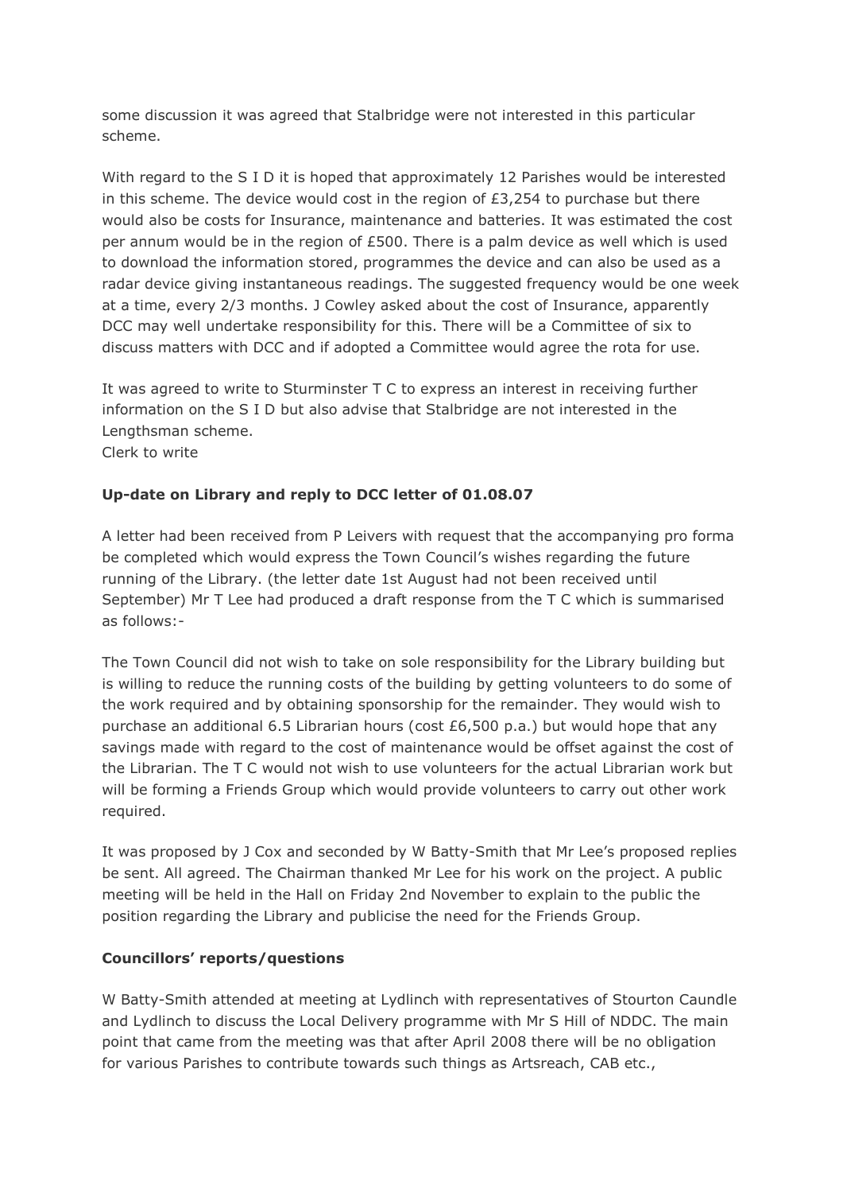some discussion it was agreed that Stalbridge were not interested in this particular scheme.

With regard to the S I D it is hoped that approximately 12 Parishes would be interested in this scheme. The device would cost in the region of £3,254 to purchase but there would also be costs for Insurance, maintenance and batteries. It was estimated the cost per annum would be in the region of £500. There is a palm device as well which is used to download the information stored, programmes the device and can also be used as a radar device giving instantaneous readings. The suggested frequency would be one week at a time, every 2/3 months. J Cowley asked about the cost of Insurance, apparently DCC may well undertake responsibility for this. There will be a Committee of six to discuss matters with DCC and if adopted a Committee would agree the rota for use.

It was agreed to write to Sturminster T C to express an interest in receiving further information on the S I D but also advise that Stalbridge are not interested in the Lengthsman scheme.
Clerk to write

**Up-date on Library and reply to DCC letter of 01.08.07**

A letter had been received from P Leivers with request that the accompanying pro forma be completed which would express the Town Council's wishes regarding the future running of the Library. (the letter date 1st August had not been received until September) Mr T Lee had produced a draft response from the T C which is summarised as follows:-

The Town Council did not wish to take on sole responsibility for the Library building but is willing to reduce the running costs of the building by getting volunteers to do some of the work required and by obtaining sponsorship for the remainder. They would wish to purchase an additional 6.5 Librarian hours (cost £6,500 p.a.) but would hope that any savings made with regard to the cost of maintenance would be offset against the cost of the Librarian. The T C would not wish to use volunteers for the actual Librarian work but will be forming a Friends Group which would provide volunteers to carry out other work required.

It was proposed by J Cox and seconded by W Batty-Smith that Mr Lee's proposed replies be sent. All agreed. The Chairman thanked Mr Lee for his work on the project. A public meeting will be held in the Hall on Friday 2nd November to explain to the public the position regarding the Library and publicise the need for the Friends Group.

**Councillors' reports/questions**

W Batty-Smith attended at meeting at Lydlinch with representatives of Stourton Caundle and Lydlinch to discuss the Local Delivery programme with Mr S Hill of NDDC. The main point that came from the meeting was that after April 2008 there will be no obligation for various Parishes to contribute towards such things as Artsreach, CAB etc.,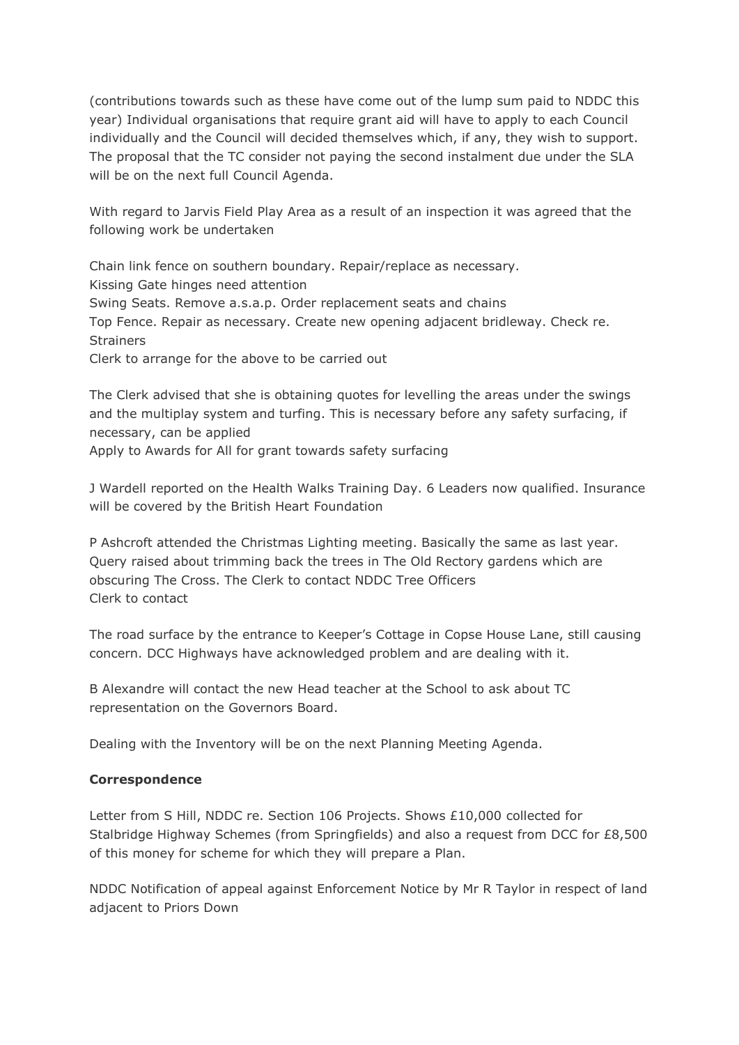(contributions towards such as these have come out of the lump sum paid to NDDC this year) Individual organisations that require grant aid will have to apply to each Council individually and the Council will decided themselves which, if any, they wish to support. The proposal that the TC consider not paying the second instalment due under the SLA will be on the next full Council Agenda.

With regard to Jarvis Field Play Area as a result of an inspection it was agreed that the following work be undertaken

Chain link fence on southern boundary. Repair/replace as necessary.
Kissing Gate hinges need attention
Swing Seats. Remove a.s.a.p. Order replacement seats and chains
Top Fence. Repair as necessary. Create new opening adjacent bridleway. Check re. Strainers
Clerk to arrange for the above to be carried out

The Clerk advised that she is obtaining quotes for levelling the areas under the swings and the multiplay system and turfing. This is necessary before any safety surfacing, if necessary, can be applied
Apply to Awards for All for grant towards safety surfacing

J Wardell reported on the Health Walks Training Day. 6 Leaders now qualified. Insurance will be covered by the British Heart Foundation

P Ashcroft attended the Christmas Lighting meeting. Basically the same as last year. Query raised about trimming back the trees in The Old Rectory gardens which are obscuring The Cross. The Clerk to contact NDDC Tree Officers
Clerk to contact

The road surface by the entrance to Keeper's Cottage in Copse House Lane, still causing concern. DCC Highways have acknowledged problem and are dealing with it.

B Alexandre will contact the new Head teacher at the School to ask about TC representation on the Governors Board.

Dealing with the Inventory will be on the next Planning Meeting Agenda.

**Correspondence**

Letter from S Hill, NDDC re. Section 106 Projects. Shows £10,000 collected for Stalbridge Highway Schemes (from Springfields) and also a request from DCC for £8,500 of this money for scheme for which they will prepare a Plan.

NDDC Notification of appeal against Enforcement Notice by Mr R Taylor in respect of land adjacent to Priors Down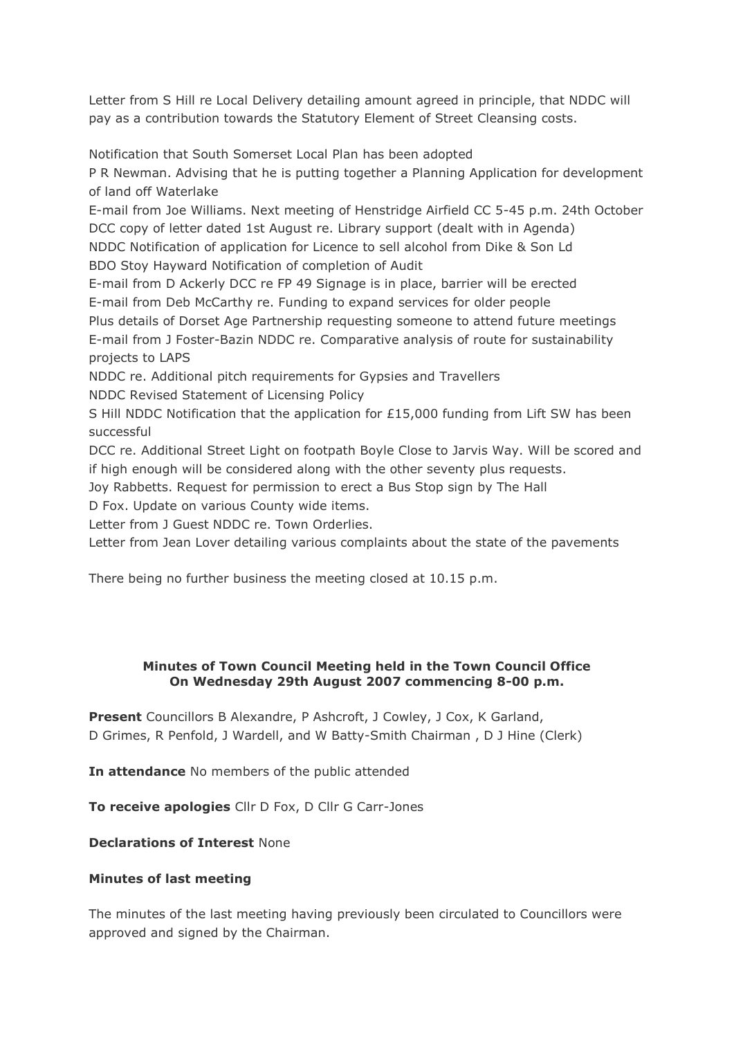Letter from S Hill re Local Delivery detailing amount agreed in principle, that NDDC will pay as a contribution towards the Statutory Element of Street Cleansing costs.

Notification that South Somerset Local Plan has been adopted
P R Newman. Advising that he is putting together a Planning Application for development of land off Waterlake
E-mail from Joe Williams. Next meeting of Henstridge Airfield CC 5-45 p.m. 24th October
DCC copy of letter dated 1st August re. Library support (dealt with in Agenda)
NDDC Notification of application for Licence to sell alcohol from Dike & Son Ld
BDO Stoy Hayward Notification of completion of Audit
E-mail from D Ackerly DCC re FP 49 Signage is in place, barrier will be erected
E-mail from Deb McCarthy re. Funding to expand services for older people
Plus details of Dorset Age Partnership requesting someone to attend future meetings
E-mail from J Foster-Bazin NDDC re. Comparative analysis of route for sustainability projects to LAPS
NDDC re. Additional pitch requirements for Gypsies and Travellers
NDDC Revised Statement of Licensing Policy
S Hill NDDC Notification that the application for £15,000 funding from Lift SW has been successful
DCC re. Additional Street Light on footpath Boyle Close to Jarvis Way. Will be scored and if high enough will be considered along with the other seventy plus requests.
Joy Rabbetts. Request for permission to erect a Bus Stop sign by The Hall
D Fox. Update on various County wide items.
Letter from J Guest NDDC re. Town Orderlies.
Letter from Jean Lover detailing various complaints about the state of the pavements

There being no further business the meeting closed at 10.15 p.m.

**Minutes of Town Council Meeting held in the Town Council Office On Wednesday 29th August 2007 commencing 8-00 p.m.**

**Present** Councillors B Alexandre, P Ashcroft, J Cowley, J Cox, K Garland, D Grimes, R Penfold, J Wardell, and W Batty-Smith Chairman , D J Hine (Clerk)

**In attendance** No members of the public attended

**To receive apologies** Cllr D Fox, D Cllr G Carr-Jones

**Declarations of Interest** None

**Minutes of last meeting**

The minutes of the last meeting having previously been circulated to Councillors were approved and signed by the Chairman.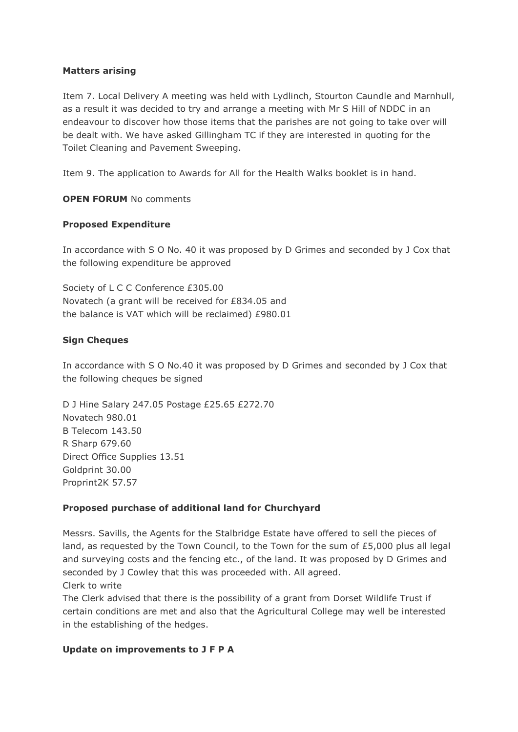**Matters arising**

Item 7. Local Delivery A meeting was held with Lydlinch, Stourton Caundle and Marnhull, as a result it was decided to try and arrange a meeting with Mr S Hill of NDDC in an endeavour to discover how those items that the parishes are not going to take over will be dealt with. We have asked Gillingham TC if they are interested in quoting for the Toilet Cleaning and Pavement Sweeping.

Item 9. The application to Awards for All for the Health Walks booklet is in hand.

**OPEN FORUM** No comments

**Proposed Expenditure**

In accordance with S O No. 40 it was proposed by D Grimes and seconded by J Cox that the following expenditure be approved

Society of L C C Conference £305.00
Novatech (a grant will be received for £834.05 and
the balance is VAT which will be reclaimed) £980.01

**Sign Cheques**

In accordance with S O No.40 it was proposed by D Grimes and seconded by J Cox that the following cheques be signed

D J Hine Salary 247.05 Postage £25.65 £272.70
Novatech 980.01
B Telecom 143.50
R Sharp 679.60
Direct Office Supplies 13.51
Goldprint 30.00
Proprint2K 57.57

**Proposed purchase of additional land for Churchyard**

Messrs. Savills, the Agents for the Stalbridge Estate have offered to sell the pieces of land, as requested by the Town Council, to the Town for the sum of £5,000 plus all legal and surveying costs and the fencing etc., of the land. It was proposed by D Grimes and seconded by J Cowley that this was proceeded with. All agreed.
Clerk to write
The Clerk advised that there is the possibility of a grant from Dorset Wildlife Trust if certain conditions are met and also that the Agricultural College may well be interested in the establishing of the hedges.

**Update on improvements to J F P A**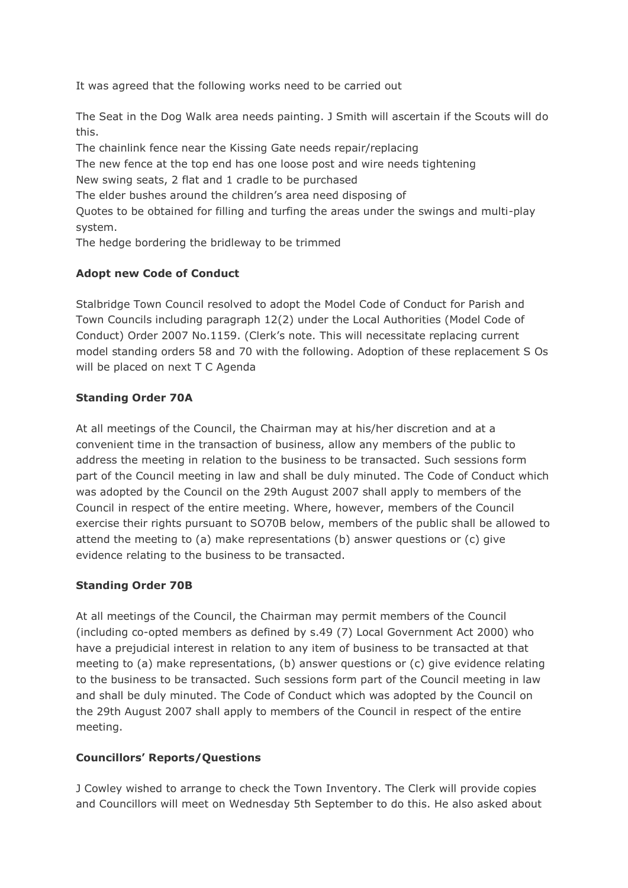It was agreed that the following works need to be carried out

The Seat in the Dog Walk area needs painting. J Smith will ascertain if the Scouts will do this.
The chainlink fence near the Kissing Gate needs repair/replacing
The new fence at the top end has one loose post and wire needs tightening
New swing seats, 2 flat and 1 cradle to be purchased
The elder bushes around the children's area need disposing of
Quotes to be obtained for filling and turfing the areas under the swings and multi-play system.
The hedge bordering the bridleway to be trimmed

**Adopt new Code of Conduct**

Stalbridge Town Council resolved to adopt the Model Code of Conduct for Parish and Town Councils including paragraph 12(2) under the Local Authorities (Model Code of Conduct) Order 2007 No.1159. (Clerk's note. This will necessitate replacing current model standing orders 58 and 70 with the following. Adoption of these replacement S Os will be placed on next T C Agenda

**Standing Order 70A**

At all meetings of the Council, the Chairman may at his/her discretion and at a convenient time in the transaction of business, allow any members of the public to address the meeting in relation to the business to be transacted. Such sessions form part of the Council meeting in law and shall be duly minuted. The Code of Conduct which was adopted by the Council on the 29th August 2007 shall apply to members of the Council in respect of the entire meeting. Where, however, members of the Council exercise their rights pursuant to SO70B below, members of the public shall be allowed to attend the meeting to (a) make representations (b) answer questions or (c) give evidence relating to the business to be transacted.

**Standing Order 70B**

At all meetings of the Council, the Chairman may permit members of the Council (including co-opted members as defined by s.49 (7) Local Government Act 2000) who have a prejudicial interest in relation to any item of business to be transacted at that meeting to (a) make representations, (b) answer questions or (c) give evidence relating to the business to be transacted. Such sessions form part of the Council meeting in law and shall be duly minuted. The Code of Conduct which was adopted by the Council on the 29th August 2007 shall apply to members of the Council in respect of the entire meeting.

**Councillors' Reports/Questions**

J Cowley wished to arrange to check the Town Inventory. The Clerk will provide copies and Councillors will meet on Wednesday 5th September to do this. He also asked about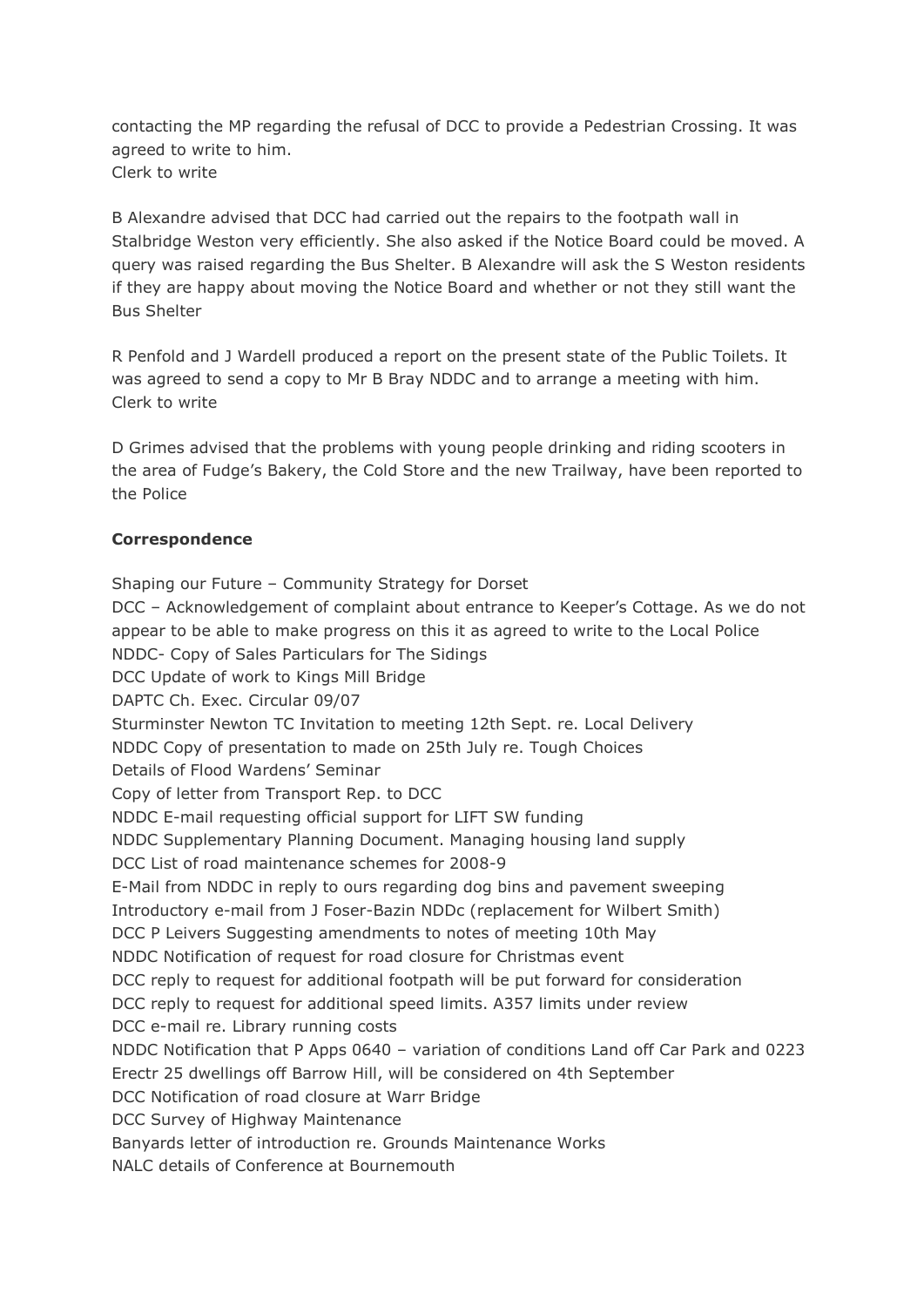contacting the MP regarding the refusal of DCC to provide a Pedestrian Crossing. It was agreed to write to him.
Clerk to write

B Alexandre advised that DCC had carried out the repairs to the footpath wall in Stalbridge Weston very efficiently. She also asked if the Notice Board could be moved. A query was raised regarding the Bus Shelter. B Alexandre will ask the S Weston residents if they are happy about moving the Notice Board and whether or not they still want the Bus Shelter

R Penfold and J Wardell produced a report on the present state of the Public Toilets. It was agreed to send a copy to Mr B Bray NDDC and to arrange a meeting with him.
Clerk to write

D Grimes advised that the problems with young people drinking and riding scooters in the area of Fudge's Bakery, the Cold Store and the new Trailway, have been reported to the Police

**Correspondence**

Shaping our Future – Community Strategy for Dorset
DCC – Acknowledgement of complaint about entrance to Keeper's Cottage. As we do not appear to be able to make progress on this it as agreed to write to the Local Police
NDDC- Copy of Sales Particulars for The Sidings
DCC Update of work to Kings Mill Bridge
DAPTC Ch. Exec. Circular 09/07
Sturminster Newton TC Invitation to meeting 12th Sept. re. Local Delivery
NDDC Copy of presentation to made on 25th July re. Tough Choices
Details of Flood Wardens' Seminar
Copy of letter from Transport Rep. to DCC
NDDC E-mail requesting official support for LIFT SW funding
NDDC Supplementary Planning Document. Managing housing land supply
DCC List of road maintenance schemes for 2008-9
E-Mail from NDDC in reply to ours regarding dog bins and pavement sweeping
Introductory e-mail from J Foser-Bazin NDDc (replacement for Wilbert Smith)
DCC P Leivers Suggesting amendments to notes of meeting 10th May
NDDC Notification of request for road closure for Christmas event
DCC reply to request for additional footpath will be put forward for consideration
DCC reply to request for additional speed limits. A357 limits under review
DCC e-mail re. Library running costs
NDDC Notification that P Apps 0640 – variation of conditions Land off Car Park and 0223 Erectr 25 dwellings off Barrow Hill, will be considered on 4th September
DCC Notification of road closure at Warr Bridge
DCC Survey of Highway Maintenance
Banyards letter of introduction re. Grounds Maintenance Works
NALC details of Conference at Bournemouth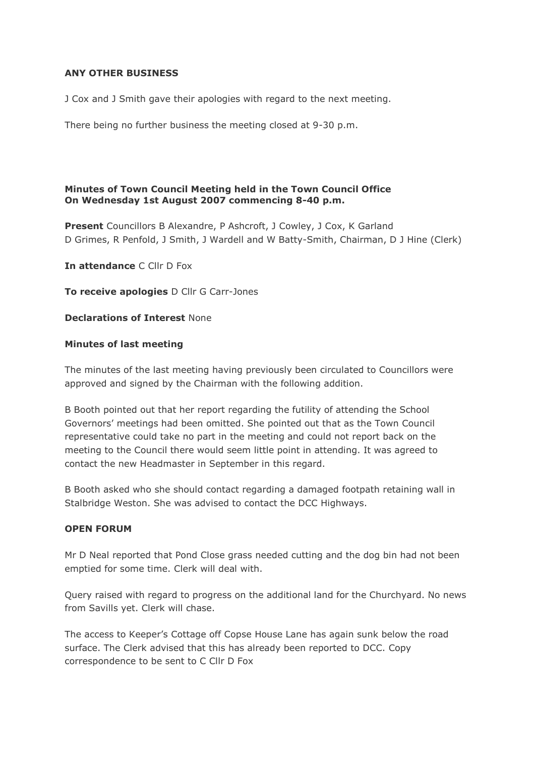**ANY OTHER BUSINESS**

J Cox and J Smith gave their apologies with regard to the next meeting.

There being no further business the meeting closed at 9-30 p.m.

**Minutes of Town Council Meeting held in the Town Council Office On Wednesday 1st August 2007 commencing 8-40 p.m.**

**Present** Councillors B Alexandre, P Ashcroft, J Cowley, J Cox, K Garland D Grimes, R Penfold, J Smith, J Wardell and W Batty-Smith, Chairman, D J Hine (Clerk)

**In attendance** C Cllr D Fox

**To receive apologies** D Cllr G Carr-Jones

**Declarations of Interest** None

**Minutes of last meeting**

The minutes of the last meeting having previously been circulated to Councillors were approved and signed by the Chairman with the following addition.

B Booth pointed out that her report regarding the futility of attending the School Governors' meetings had been omitted. She pointed out that as the Town Council representative could take no part in the meeting and could not report back on the meeting to the Council there would seem little point in attending. It was agreed to contact the new Headmaster in September in this regard.

B Booth asked who she should contact regarding a damaged footpath retaining wall in Stalbridge Weston. She was advised to contact the DCC Highways.

**OPEN FORUM**

Mr D Neal reported that Pond Close grass needed cutting and the dog bin had not been emptied for some time. Clerk will deal with.

Query raised with regard to progress on the additional land for the Churchyard. No news from Savills yet. Clerk will chase.

The access to Keeper's Cottage off Copse House Lane has again sunk below the road surface. The Clerk advised that this has already been reported to DCC. Copy correspondence to be sent to C Cllr D Fox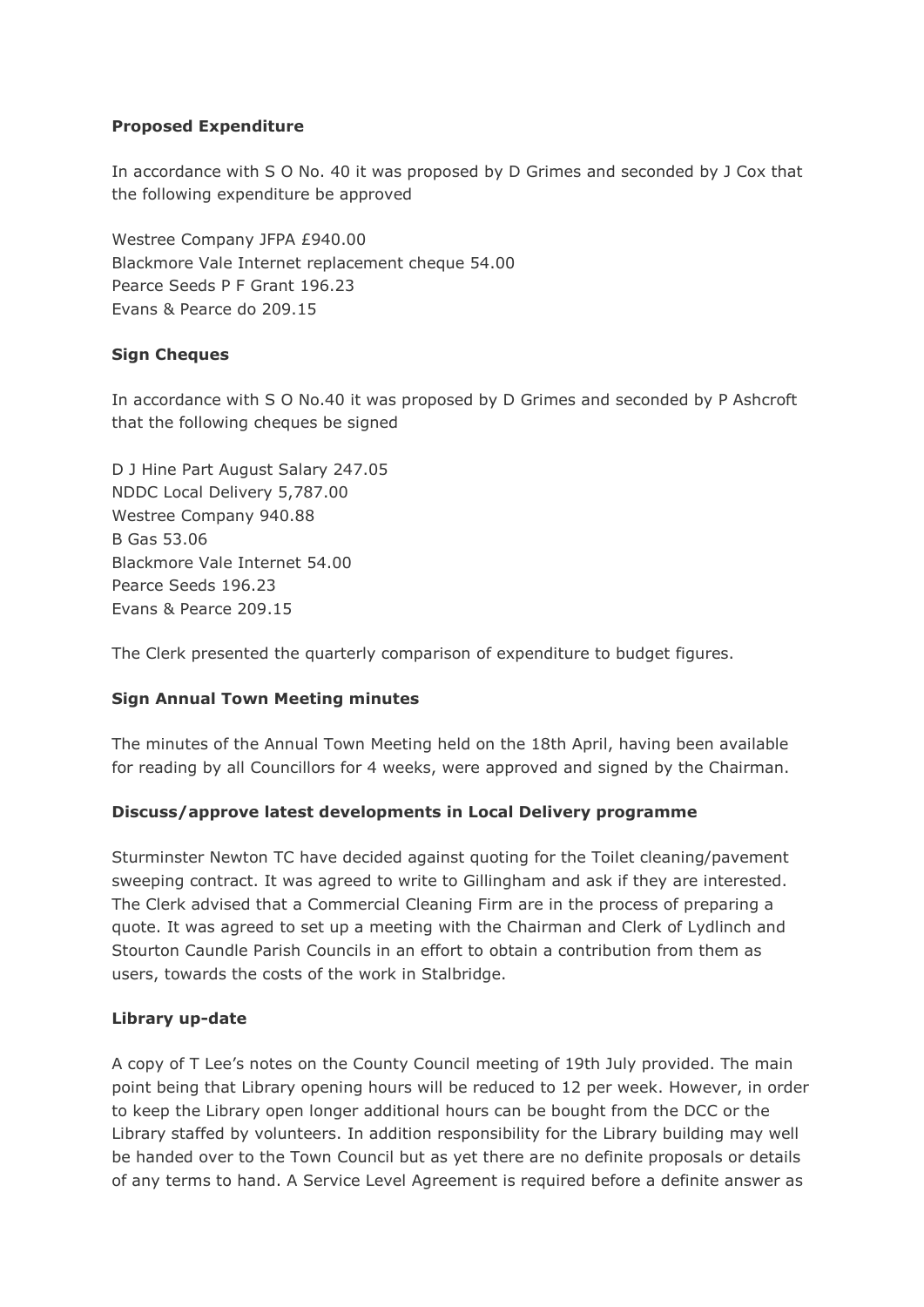**Proposed Expenditure**

In accordance with S O No. 40 it was proposed by D Grimes and seconded by J Cox that the following expenditure be approved

Westree Company JFPA £940.00
Blackmore Vale Internet replacement cheque 54.00
Pearce Seeds P F Grant 196.23
Evans & Pearce do 209.15

**Sign Cheques**

In accordance with S O No.40 it was proposed by D Grimes and seconded by P Ashcroft that the following cheques be signed

D J Hine Part August Salary 247.05
NDDC Local Delivery 5,787.00
Westree Company 940.88
B Gas 53.06
Blackmore Vale Internet 54.00
Pearce Seeds 196.23
Evans & Pearce 209.15

The Clerk presented the quarterly comparison of expenditure to budget figures.

**Sign Annual Town Meeting minutes**

The minutes of the Annual Town Meeting held on the 18th April, having been available for reading by all Councillors for 4 weeks, were approved and signed by the Chairman.

**Discuss/approve latest developments in Local Delivery programme**

Sturminster Newton TC have decided against quoting for the Toilet cleaning/pavement sweeping contract. It was agreed to write to Gillingham and ask if they are interested. The Clerk advised that a Commercial Cleaning Firm are in the process of preparing a quote. It was agreed to set up a meeting with the Chairman and Clerk of Lydlinch and Stourton Caundle Parish Councils in an effort to obtain a contribution from them as users, towards the costs of the work in Stalbridge.

**Library up-date**

A copy of T Lee's notes on the County Council meeting of 19th July provided. The main point being that Library opening hours will be reduced to 12 per week. However, in order to keep the Library open longer additional hours can be bought from the DCC or the Library staffed by volunteers. In addition responsibility for the Library building may well be handed over to the Town Council but as yet there are no definite proposals or details of any terms to hand. A Service Level Agreement is required before a definite answer as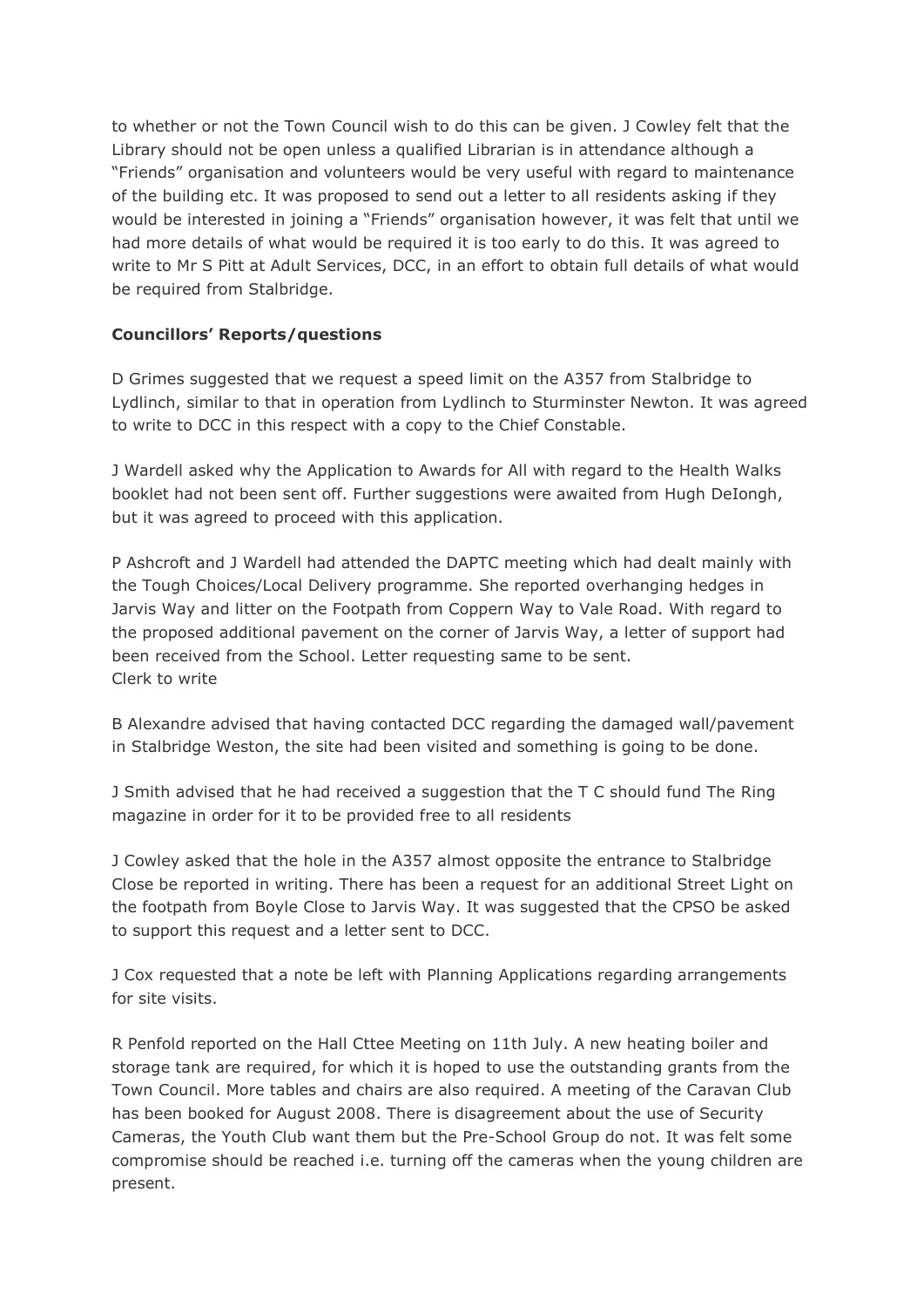to whether or not the Town Council wish to do this can be given. J Cowley felt that the Library should not be open unless a qualified Librarian is in attendance although a "Friends" organisation and volunteers would be very useful with regard to maintenance of the building etc. It was proposed to send out a letter to all residents asking if they would be interested in joining a "Friends" organisation however, it was felt that until we had more details of what would be required it is too early to do this. It was agreed to write to Mr S Pitt at Adult Services, DCC, in an effort to obtain full details of what would be required from Stalbridge.

**Councillors' Reports/questions**

D Grimes suggested that we request a speed limit on the A357 from Stalbridge to Lydlinch, similar to that in operation from Lydlinch to Sturminster Newton. It was agreed to write to DCC in this respect with a copy to the Chief Constable.

J Wardell asked why the Application to Awards for All with regard to the Health Walks booklet had not been sent off. Further suggestions were awaited from Hugh DeIongh, but it was agreed to proceed with this application.

P Ashcroft and J Wardell had attended the DAPTC meeting which had dealt mainly with the Tough Choices/Local Delivery programme. She reported overhanging hedges in Jarvis Way and litter on the Footpath from Coppern Way to Vale Road. With regard to the proposed additional pavement on the corner of Jarvis Way, a letter of support had been received from the School. Letter requesting same to be sent.
Clerk to write

B Alexandre advised that having contacted DCC regarding the damaged wall/pavement in Stalbridge Weston, the site had been visited and something is going to be done.

J Smith advised that he had received a suggestion that the T C should fund The Ring magazine in order for it to be provided free to all residents

J Cowley asked that the hole in the A357 almost opposite the entrance to Stalbridge Close be reported in writing. There has been a request for an additional Street Light on the footpath from Boyle Close to Jarvis Way. It was suggested that the CPSO be asked to support this request and a letter sent to DCC.

J Cox requested that a note be left with Planning Applications regarding arrangements for site visits.

R Penfold reported on the Hall Cttee Meeting on 11th July. A new heating boiler and storage tank are required, for which it is hoped to use the outstanding grants from the Town Council. More tables and chairs are also required. A meeting of the Caravan Club has been booked for August 2008. There is disagreement about the use of Security Cameras, the Youth Club want them but the Pre-School Group do not. It was felt some compromise should be reached i.e. turning off the cameras when the young children are present.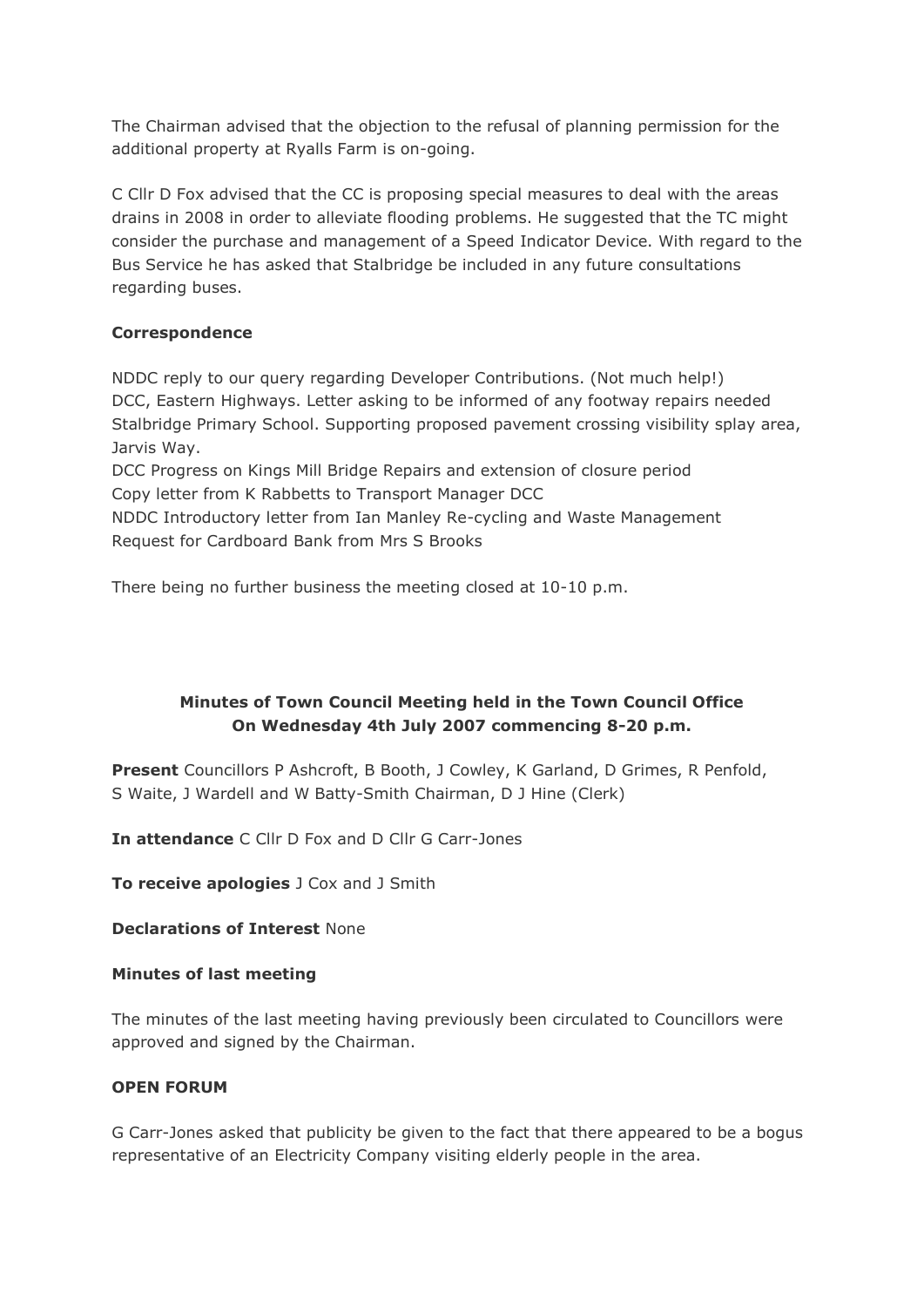The Chairman advised that the objection to the refusal of planning permission for the additional property at Ryalls Farm is on-going.

C Cllr D Fox advised that the CC is proposing special measures to deal with the areas drains in 2008 in order to alleviate flooding problems. He suggested that the TC might consider the purchase and management of a Speed Indicator Device. With regard to the Bus Service he has asked that Stalbridge be included in any future consultations regarding buses.

**Correspondence**

NDDC reply to our query regarding Developer Contributions. (Not much help!)
DCC, Eastern Highways. Letter asking to be informed of any footway repairs needed
Stalbridge Primary School. Supporting proposed pavement crossing visibility splay area, Jarvis Way.
DCC Progress on Kings Mill Bridge Repairs and extension of closure period
Copy letter from K Rabbetts to Transport Manager DCC
NDDC Introductory letter from Ian Manley Re-cycling and Waste Management
Request for Cardboard Bank from Mrs S Brooks

There being no further business the meeting closed at 10-10 p.m.

**Minutes of Town Council Meeting held in the Town Council Office**
**On Wednesday 4th July 2007 commencing 8-20 p.m.**

**Present** Councillors P Ashcroft, B Booth, J Cowley, K Garland, D Grimes, R Penfold, S Waite, J Wardell and W Batty-Smith Chairman, D J Hine (Clerk)

**In attendance** C Cllr D Fox and D Cllr G Carr-Jones

**To receive apologies** J Cox and J Smith

**Declarations of Interest** None

**Minutes of last meeting**

The minutes of the last meeting having previously been circulated to Councillors were approved and signed by the Chairman.

**OPEN FORUM**

G Carr-Jones asked that publicity be given to the fact that there appeared to be a bogus representative of an Electricity Company visiting elderly people in the area.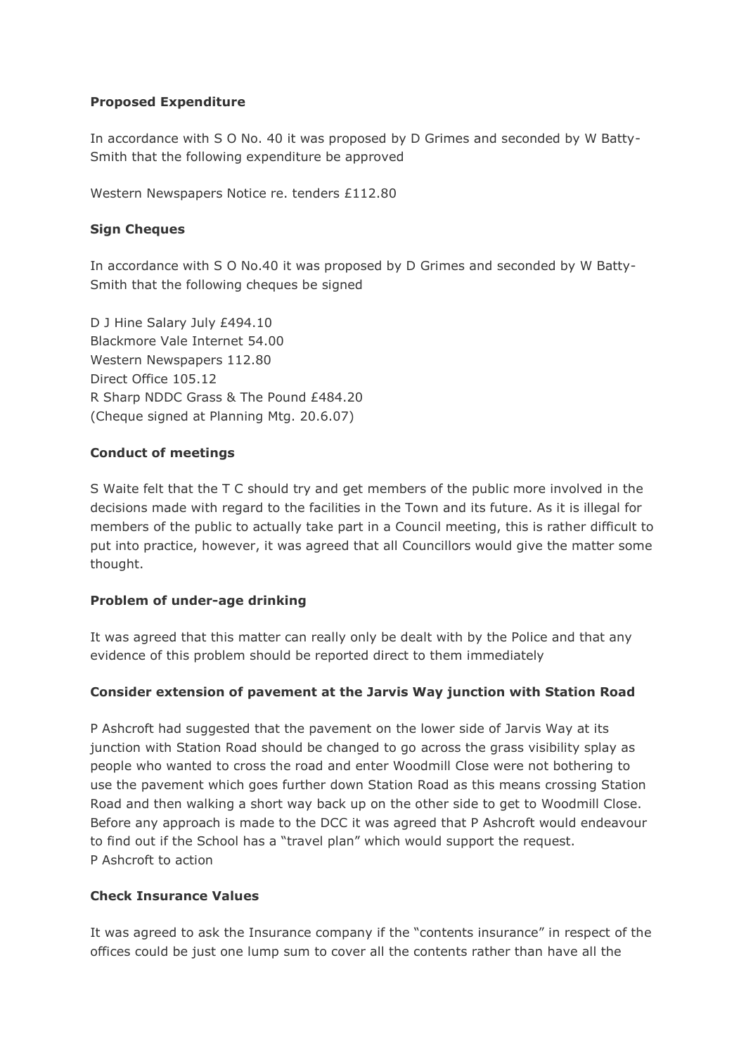**Proposed Expenditure**

In accordance with S O No. 40 it was proposed by D Grimes and seconded by W Batty-Smith that the following expenditure be approved

Western Newspapers Notice re. tenders £112.80

**Sign Cheques**

In accordance with S O No.40 it was proposed by D Grimes and seconded by W Batty-Smith that the following cheques be signed

D J Hine Salary July £494.10
Blackmore Vale Internet 54.00
Western Newspapers 112.80
Direct Office 105.12
R Sharp NDDC Grass & The Pound £484.20
(Cheque signed at Planning Mtg. 20.6.07)

**Conduct of meetings**

S Waite felt that the T C should try and get members of the public more involved in the decisions made with regard to the facilities in the Town and its future. As it is illegal for members of the public to actually take part in a Council meeting, this is rather difficult to put into practice, however, it was agreed that all Councillors would give the matter some thought.

**Problem of under-age drinking**

It was agreed that this matter can really only be dealt with by the Police and that any evidence of this problem should be reported direct to them immediately

**Consider extension of pavement at the Jarvis Way junction with Station Road**

P Ashcroft had suggested that the pavement on the lower side of Jarvis Way at its junction with Station Road should be changed to go across the grass visibility splay as people who wanted to cross the road and enter Woodmill Close were not bothering to use the pavement which goes further down Station Road as this means crossing Station Road and then walking a short way back up on the other side to get to Woodmill Close. Before any approach is made to the DCC it was agreed that P Ashcroft would endeavour to find out if the School has a "travel plan" which would support the request.
P Ashcroft to action

**Check Insurance Values**

It was agreed to ask the Insurance company if the "contents insurance" in respect of the offices could be just one lump sum to cover all the contents rather than have all the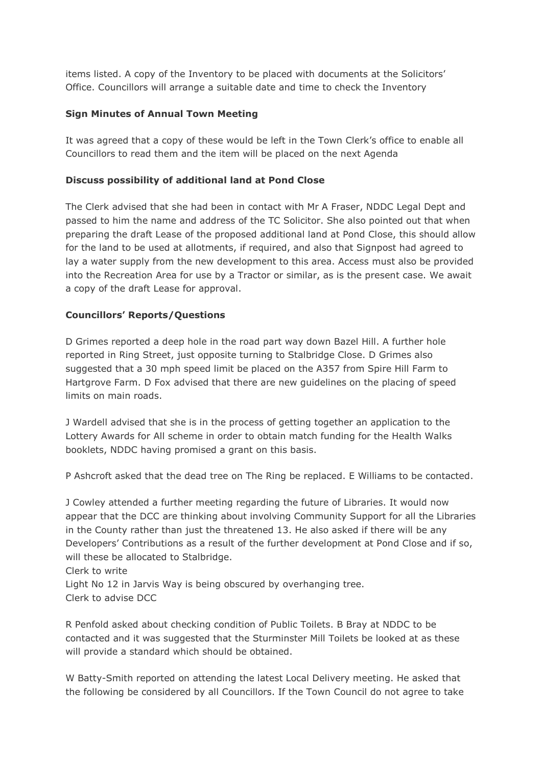items listed. A copy of the Inventory to be placed with documents at the Solicitors' Office. Councillors will arrange a suitable date and time to check the Inventory

**Sign Minutes of Annual Town Meeting**

It was agreed that a copy of these would be left in the Town Clerk's office to enable all Councillors to read them and the item will be placed on the next Agenda

**Discuss possibility of additional land at Pond Close**

The Clerk advised that she had been in contact with Mr A Fraser, NDDC Legal Dept and passed to him the name and address of the TC Solicitor. She also pointed out that when preparing the draft Lease of the proposed additional land at Pond Close, this should allow for the land to be used at allotments, if required, and also that Signpost had agreed to lay a water supply from the new development to this area. Access must also be provided into the Recreation Area for use by a Tractor or similar, as is the present case. We await a copy of the draft Lease for approval.

**Councillors' Reports/Questions**

D Grimes reported a deep hole in the road part way down Bazel Hill. A further hole reported in Ring Street, just opposite turning to Stalbridge Close. D Grimes also suggested that a 30 mph speed limit be placed on the A357 from Spire Hill Farm to Hartgrove Farm. D Fox advised that there are new guidelines on the placing of speed limits on main roads.

J Wardell advised that she is in the process of getting together an application to the Lottery Awards for All scheme in order to obtain match funding for the Health Walks booklets, NDDC having promised a grant on this basis.

P Ashcroft asked that the dead tree on The Ring be replaced. E Williams to be contacted.

J Cowley attended a further meeting regarding the future of Libraries. It would now appear that the DCC are thinking about involving Community Support for all the Libraries in the County rather than just the threatened 13. He also asked if there will be any Developers' Contributions as a result of the further development at Pond Close and if so, will these be allocated to Stalbridge.
Clerk to write
Light No 12 in Jarvis Way is being obscured by overhanging tree.
Clerk to advise DCC

R Penfold asked about checking condition of Public Toilets. B Bray at NDDC to be contacted and it was suggested that the Sturminster Mill Toilets be looked at as these will provide a standard which should be obtained.

W Batty-Smith reported on attending the latest Local Delivery meeting. He asked that the following be considered by all Councillors. If the Town Council do not agree to take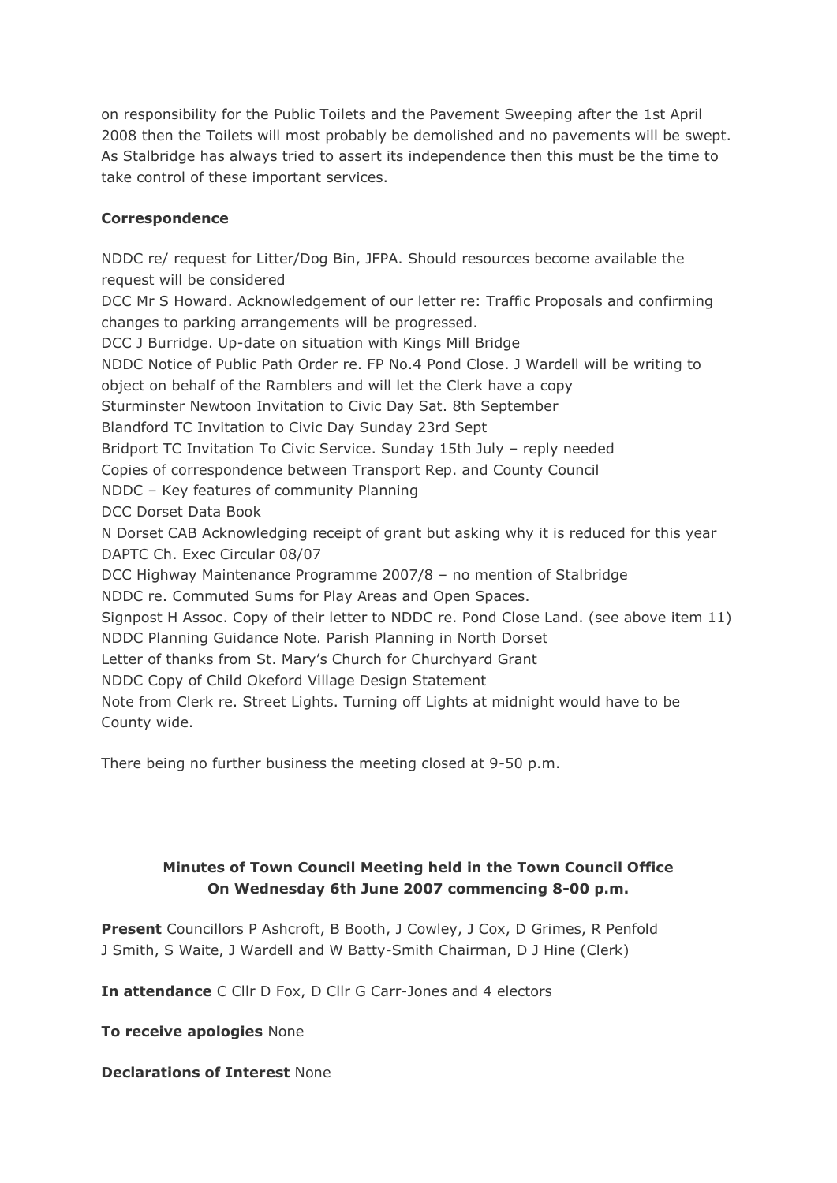on responsibility for the Public Toilets and the Pavement Sweeping after the 1st April 2008 then the Toilets will most probably be demolished and no pavements will be swept. As Stalbridge has always tried to assert its independence then this must be the time to take control of these important services.

**Correspondence**

NDDC re/ request for Litter/Dog Bin, JFPA. Should resources become available the request will be considered
DCC Mr S Howard. Acknowledgement of our letter re: Traffic Proposals and confirming changes to parking arrangements will be progressed.
DCC J Burridge. Up-date on situation with Kings Mill Bridge
NDDC Notice of Public Path Order re. FP No.4 Pond Close. J Wardell will be writing to object on behalf of the Ramblers and will let the Clerk have a copy
Sturminster Newtoon Invitation to Civic Day Sat. 8th September
Blandford TC Invitation to Civic Day Sunday 23rd Sept
Bridport TC Invitation To Civic Service. Sunday 15th July – reply needed
Copies of correspondence between Transport Rep. and County Council
NDDC – Key features of community Planning
DCC Dorset Data Book
N Dorset CAB Acknowledging receipt of grant but asking why it is reduced for this year
DAPTC Ch. Exec Circular 08/07
DCC Highway Maintenance Programme 2007/8 – no mention of Stalbridge
NDDC re. Commuted Sums for Play Areas and Open Spaces.
Signpost H Assoc. Copy of their letter to NDDC re. Pond Close Land. (see above item 11)
NDDC Planning Guidance Note. Parish Planning in North Dorset
Letter of thanks from St. Mary's Church for Churchyard Grant
NDDC Copy of Child Okeford Village Design Statement
Note from Clerk re. Street Lights. Turning off Lights at midnight would have to be County wide.

There being no further business the meeting closed at 9-50 p.m.

**Minutes of Town Council Meeting held in the Town Council Office On Wednesday 6th June 2007 commencing 8-00 p.m.**

**Present** Councillors P Ashcroft, B Booth, J Cowley, J Cox, D Grimes, R Penfold J Smith, S Waite, J Wardell and W Batty-Smith Chairman, D J Hine (Clerk)

**In attendance** C Cllr D Fox, D Cllr G Carr-Jones and 4 electors

**To receive apologies** None

**Declarations of Interest** None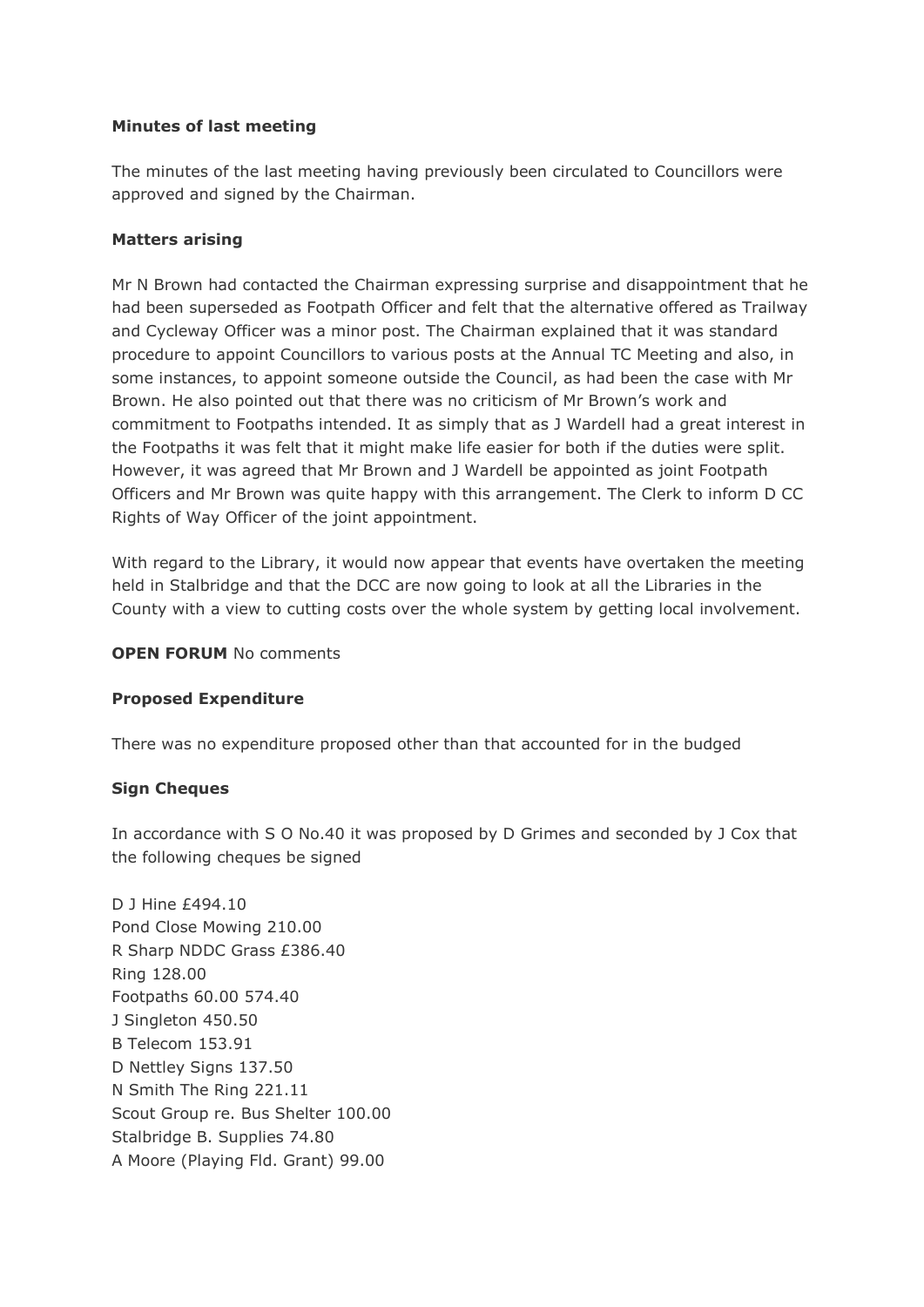**Minutes of last meeting**

The minutes of the last meeting having previously been circulated to Councillors were approved and signed by the Chairman.

**Matters arising**

Mr N Brown had contacted the Chairman expressing surprise and disappointment that he had been superseded as Footpath Officer and felt that the alternative offered as Trailway and Cycleway Officer was a minor post. The Chairman explained that it was standard procedure to appoint Councillors to various posts at the Annual TC Meeting and also, in some instances, to appoint someone outside the Council, as had been the case with Mr Brown. He also pointed out that there was no criticism of Mr Brown's work and commitment to Footpaths intended. It as simply that as J Wardell had a great interest in the Footpaths it was felt that it might make life easier for both if the duties were split. However, it was agreed that Mr Brown and J Wardell be appointed as joint Footpath Officers and Mr Brown was quite happy with this arrangement. The Clerk to inform D CC Rights of Way Officer of the joint appointment.

With regard to the Library, it would now appear that events have overtaken the meeting held in Stalbridge and that the DCC are now going to look at all the Libraries in the County with a view to cutting costs over the whole system by getting local involvement.

**OPEN FORUM** No comments

**Proposed Expenditure**

There was no expenditure proposed other than that accounted for in the budged

**Sign Cheques**

In accordance with S O No.40 it was proposed by D Grimes and seconded by J Cox that the following cheques be signed

D J Hine £494.10
Pond Close Mowing 210.00
R Sharp NDDC Grass £386.40
Ring 128.00
Footpaths 60.00 574.40
J Singleton 450.50
B Telecom 153.91
D Nettley Signs 137.50
N Smith The Ring 221.11
Scout Group re. Bus Shelter 100.00
Stalbridge B. Supplies 74.80
A Moore (Playing Fld. Grant) 99.00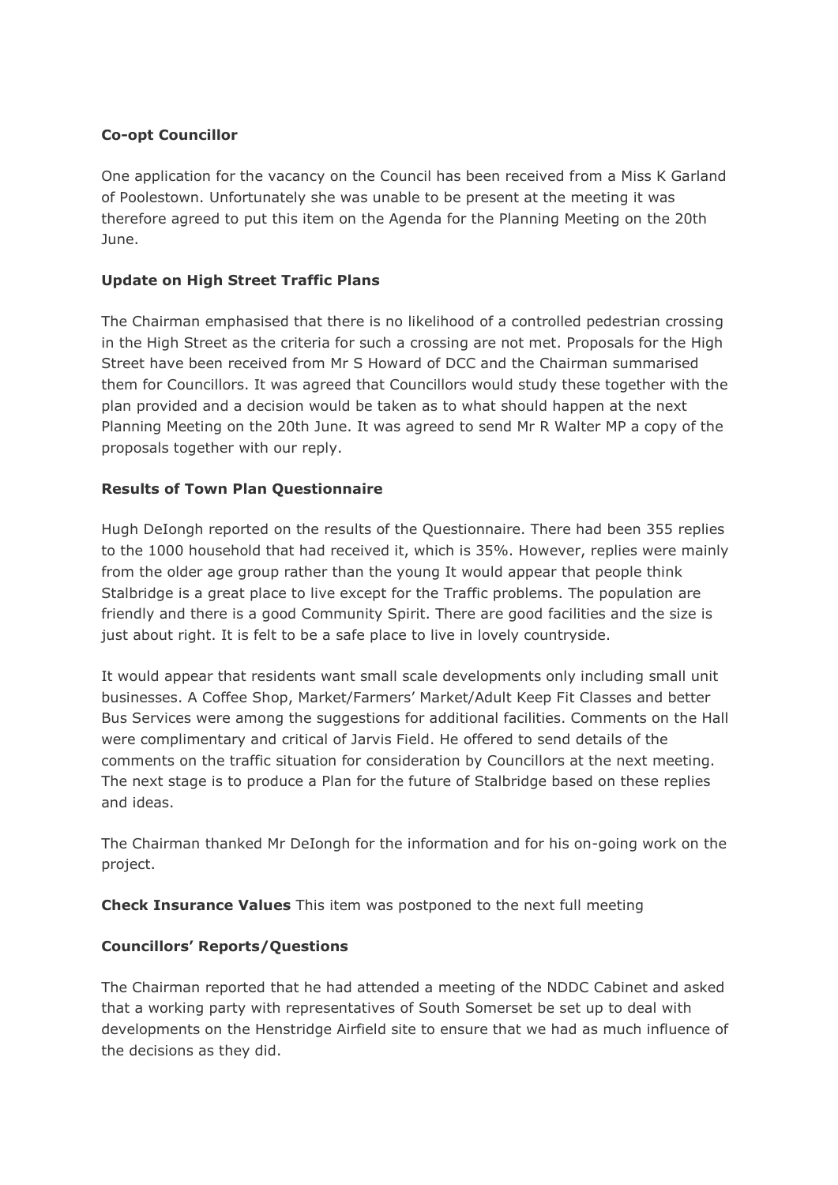**Co-opt Councillor**

One application for the vacancy on the Council has been received from a Miss K Garland of Poolestown. Unfortunately she was unable to be present at the meeting it was therefore agreed to put this item on the Agenda for the Planning Meeting on the 20th June.

**Update on High Street Traffic Plans**

The Chairman emphasised that there is no likelihood of a controlled pedestrian crossing in the High Street as the criteria for such a crossing are not met. Proposals for the High Street have been received from Mr S Howard of DCC and the Chairman summarised them for Councillors. It was agreed that Councillors would study these together with the plan provided and a decision would be taken as to what should happen at the next Planning Meeting on the 20th June. It was agreed to send Mr R Walter MP a copy of the proposals together with our reply.

**Results of Town Plan Questionnaire**

Hugh DeIongh reported on the results of the Questionnaire. There had been 355 replies to the 1000 household that had received it, which is 35%. However, replies were mainly from the older age group rather than the young It would appear that people think Stalbridge is a great place to live except for the Traffic problems. The population are friendly and there is a good Community Spirit. There are good facilities and the size is just about right. It is felt to be a safe place to live in lovely countryside.

It would appear that residents want small scale developments only including small unit businesses. A Coffee Shop, Market/Farmers' Market/Adult Keep Fit Classes and better Bus Services were among the suggestions for additional facilities. Comments on the Hall were complimentary and critical of Jarvis Field. He offered to send details of the comments on the traffic situation for consideration by Councillors at the next meeting. The next stage is to produce a Plan for the future of Stalbridge based on these replies and ideas.

The Chairman thanked Mr DeIongh for the information and for his on-going work on the project.

**Check Insurance Values** This item was postponed to the next full meeting

**Councillors' Reports/Questions**

The Chairman reported that he had attended a meeting of the NDDC Cabinet and asked that a working party with representatives of South Somerset be set up to deal with developments on the Henstridge Airfield site to ensure that we had as much influence of the decisions as they did.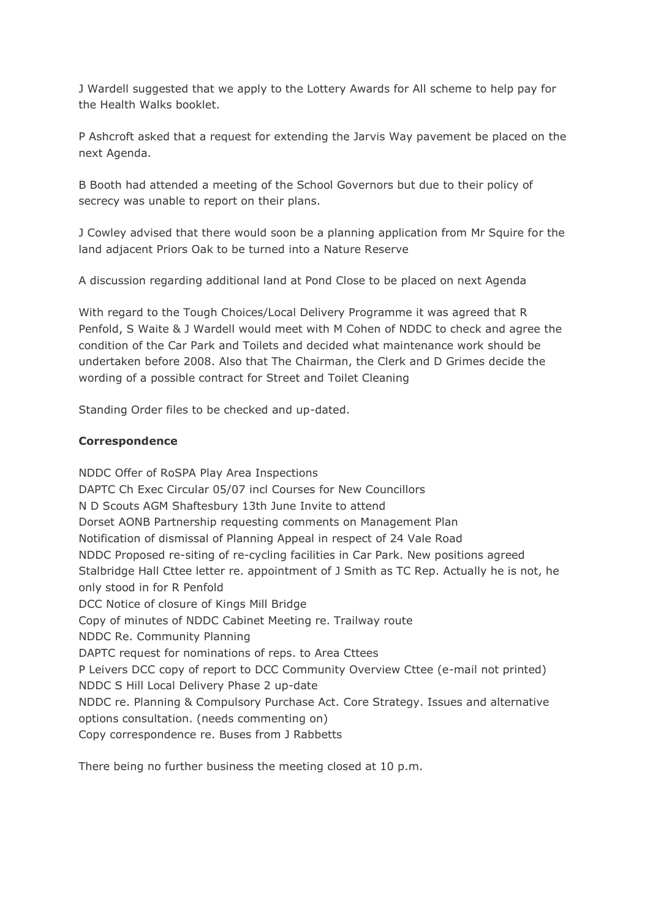J Wardell suggested that we apply to the Lottery Awards for All scheme to help pay for the Health Walks booklet.

P Ashcroft asked that a request for extending the Jarvis Way pavement be placed on the next Agenda.

B Booth had attended a meeting of the School Governors but due to their policy of secrecy was unable to report on their plans.

J Cowley advised that there would soon be a planning application from Mr Squire for the land adjacent Priors Oak to be turned into a Nature Reserve

A discussion regarding additional land at Pond Close to be placed on next Agenda

With regard to the Tough Choices/Local Delivery Programme it was agreed that R Penfold, S Waite & J Wardell would meet with M Cohen of NDDC to check and agree the condition of the Car Park and Toilets and decided what maintenance work should be undertaken before 2008. Also that The Chairman, the Clerk and D Grimes decide the wording of a possible contract for Street and Toilet Cleaning

Standing Order files to be checked and up-dated.

**Correspondence**

NDDC Offer of RoSPA Play Area Inspections
DAPTC Ch Exec Circular 05/07 incl Courses for New Councillors
N D Scouts AGM Shaftesbury 13th June Invite to attend
Dorset AONB Partnership requesting comments on Management Plan
Notification of dismissal of Planning Appeal in respect of 24 Vale Road
NDDC Proposed re-siting of re-cycling facilities in Car Park. New positions agreed
Stalbridge Hall Cttee letter re. appointment of J Smith as TC Rep. Actually he is not, he only stood in for R Penfold
DCC Notice of closure of Kings Mill Bridge
Copy of minutes of NDDC Cabinet Meeting re. Trailway route
NDDC Re. Community Planning
DAPTC request for nominations of reps. to Area Cttees
P Leivers DCC copy of report to DCC Community Overview Cttee (e-mail not printed)
NDDC S Hill Local Delivery Phase 2 up-date
NDDC re. Planning & Compulsory Purchase Act. Core Strategy. Issues and alternative options consultation. (needs commenting on)
Copy correspondence re. Buses from J Rabbetts

There being no further business the meeting closed at 10 p.m.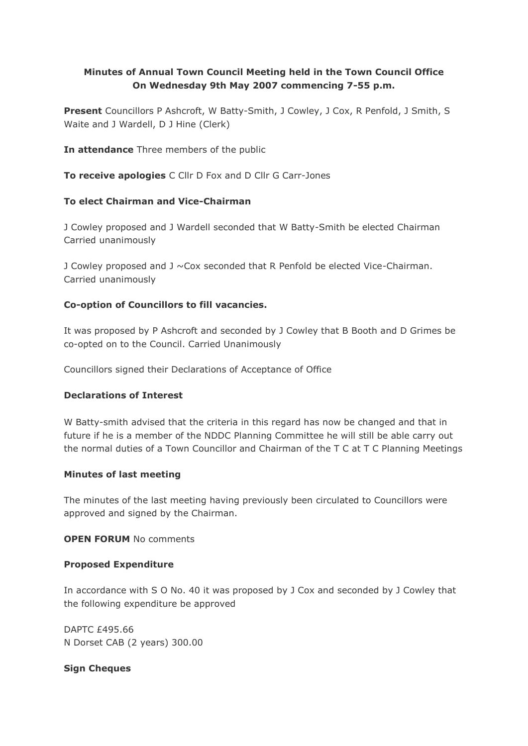**Minutes of Annual Town Council Meeting held in the Town Council Office On Wednesday 9th May 2007 commencing 7-55 p.m.**

**Present** Councillors P Ashcroft, W Batty-Smith, J Cowley, J Cox, R Penfold, J Smith, S Waite and J Wardell, D J Hine (Clerk)

**In attendance** Three members of the public

**To receive apologies** C Cllr D Fox and D Cllr G Carr-Jones

**To elect Chairman and Vice-Chairman**

J Cowley proposed and J Wardell seconded that W Batty-Smith be elected Chairman Carried unanimously

J Cowley proposed and J ~Cox seconded that R Penfold be elected Vice-Chairman. Carried unanimously

**Co-option of Councillors to fill vacancies.**

It was proposed by P Ashcroft and seconded by J Cowley that B Booth and D Grimes be co-opted on to the Council. Carried Unanimously

Councillors signed their Declarations of Acceptance of Office

**Declarations of Interest**

W Batty-smith advised that the criteria in this regard has now be changed and that in future if he is a member of the NDDC Planning Committee he will still be able carry out the normal duties of a Town Councillor and Chairman of the T C at T C Planning Meetings

**Minutes of last meeting**

The minutes of the last meeting having previously been circulated to Councillors were approved and signed by the Chairman.

**OPEN FORUM** No comments

**Proposed Expenditure**

In accordance with S O No. 40 it was proposed by J Cox and seconded by J Cowley that the following expenditure be approved

DAPTC £495.66
N Dorset CAB (2 years) 300.00

**Sign Cheques**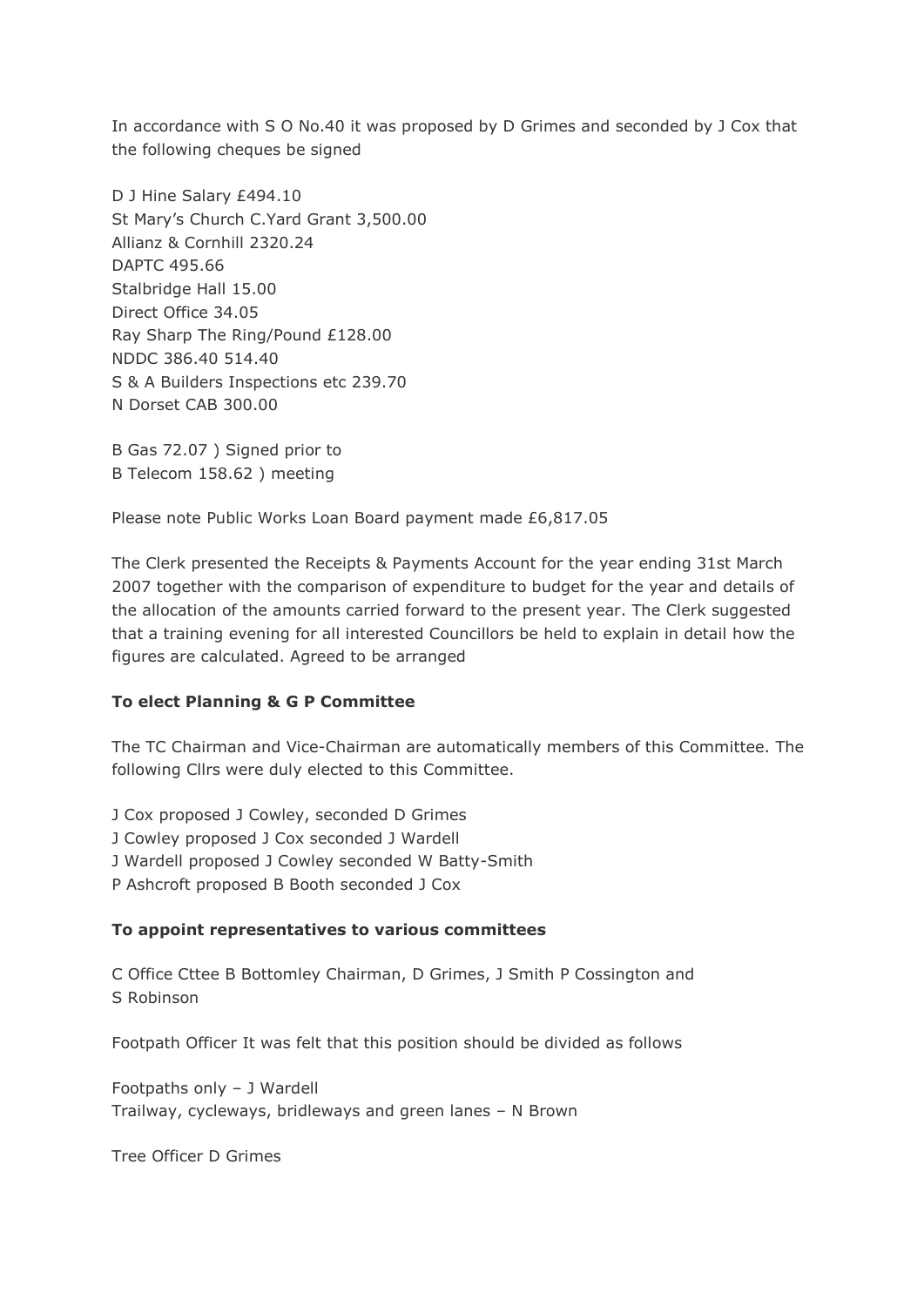In accordance with S O No.40 it was proposed by D Grimes and seconded by J Cox that the following cheques be signed

D J Hine Salary £494.10
St Mary's Church C.Yard Grant 3,500.00
Allianz & Cornhill 2320.24
DAPTC 495.66
Stalbridge Hall 15.00
Direct Office 34.05
Ray Sharp The Ring/Pound £128.00
NDDC 386.40 514.40
S & A Builders Inspections etc 239.70
N Dorset CAB 300.00

B Gas 72.07 ) Signed prior to
B Telecom 158.62 ) meeting

Please note Public Works Loan Board payment made £6,817.05

The Clerk presented the Receipts & Payments Account for the year ending 31st March 2007 together with the comparison of expenditure to budget for the year and details of the allocation of the amounts carried forward to the present year. The Clerk suggested that a training evening for all interested Councillors be held to explain in detail how the figures are calculated. Agreed to be arranged

**To elect Planning & G P Committee**

The TC Chairman and Vice-Chairman are automatically members of this Committee. The following Cllrs were duly elected to this Committee.

J Cox proposed J Cowley, seconded D Grimes
J Cowley proposed J Cox seconded J Wardell
J Wardell proposed J Cowley seconded W Batty-Smith
P Ashcroft proposed B Booth seconded J Cox

**To appoint representatives to various committees**

C Office Cttee B Bottomley Chairman, D Grimes, J Smith P Cossington and S Robinson

Footpath Officer It was felt that this position should be divided as follows

Footpaths only – J Wardell
Trailway, cycleways, bridleways and green lanes – N Brown

Tree Officer D Grimes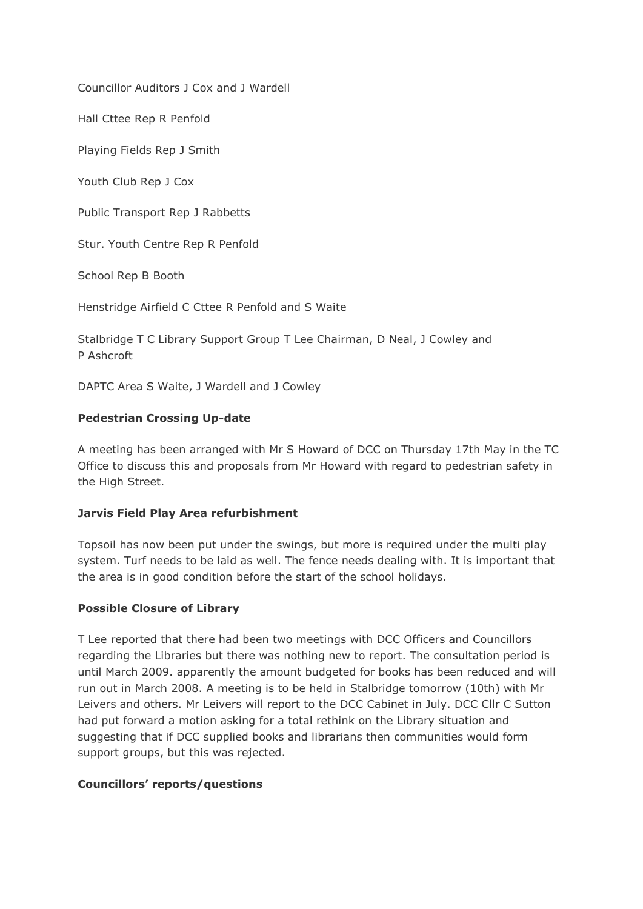Councillor Auditors J Cox and J Wardell

Hall Cttee Rep R Penfold

Playing Fields Rep J Smith

Youth Club Rep J Cox

Public Transport Rep J Rabbetts

Stur. Youth Centre Rep R Penfold

School Rep B Booth

Henstridge Airfield C Cttee R Penfold and S Waite

Stalbridge T C Library Support Group T Lee Chairman, D Neal, J Cowley and P Ashcroft

DAPTC Area S Waite, J Wardell and J Cowley

**Pedestrian Crossing Up-date**

A meeting has been arranged with Mr S Howard of DCC on Thursday 17th May in the TC Office to discuss this and proposals from Mr Howard with regard to pedestrian safety in the High Street.

**Jarvis Field Play Area refurbishment**

Topsoil has now been put under the swings, but more is required under the multi play system. Turf needs to be laid as well. The fence needs dealing with. It is important that the area is in good condition before the start of the school holidays.

**Possible Closure of Library**

T Lee reported that there had been two meetings with DCC Officers and Councillors regarding the Libraries but there was nothing new to report. The consultation period is until March 2009. apparently the amount budgeted for books has been reduced and will run out in March 2008. A meeting is to be held in Stalbridge tomorrow (10th) with Mr Leivers and others. Mr Leivers will report to the DCC Cabinet in July. DCC Cllr C Sutton had put forward a motion asking for a total rethink on the Library situation and suggesting that if DCC supplied books and librarians then communities would form support groups, but this was rejected.

**Councillors' reports/questions**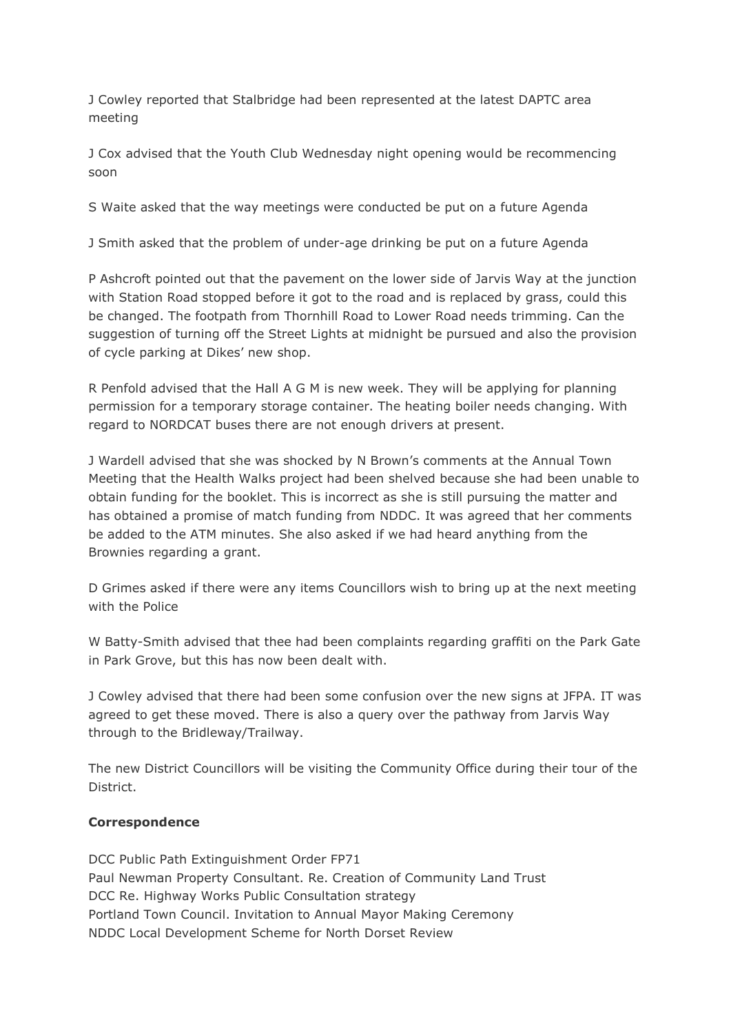J Cowley reported that Stalbridge had been represented at the latest DAPTC area meeting

J Cox advised that the Youth Club Wednesday night opening would be recommencing soon

S Waite asked that the way meetings were conducted be put on a future Agenda

J Smith asked that the problem of under-age drinking be put on a future Agenda

P Ashcroft pointed out that the pavement on the lower side of Jarvis Way at the junction with Station Road stopped before it got to the road and is replaced by grass, could this be changed. The footpath from Thornhill Road to Lower Road needs trimming. Can the suggestion of turning off the Street Lights at midnight be pursued and also the provision of cycle parking at Dikes' new shop.

R Penfold advised that the Hall A G M is new week. They will be applying for planning permission for a temporary storage container. The heating boiler needs changing. With regard to NORDCAT buses there are not enough drivers at present.

J Wardell advised that she was shocked by N Brown's comments at the Annual Town Meeting that the Health Walks project had been shelved because she had been unable to obtain funding for the booklet. This is incorrect as she is still pursuing the matter and has obtained a promise of match funding from NDDC. It was agreed that her comments be added to the ATM minutes. She also asked if we had heard anything from the Brownies regarding a grant.

D Grimes asked if there were any items Councillors wish to bring up at the next meeting with the Police

W Batty-Smith advised that thee had been complaints regarding graffiti on the Park Gate in Park Grove, but this has now been dealt with.

J Cowley advised that there had been some confusion over the new signs at JFPA. IT was agreed to get these moved. There is also a query over the pathway from Jarvis Way through to the Bridleway/Trailway.

The new District Councillors will be visiting the Community Office during their tour of the District.

**Correspondence**

DCC Public Path Extinguishment Order FP71
Paul Newman Property Consultant. Re. Creation of Community Land Trust
DCC Re. Highway Works Public Consultation strategy
Portland Town Council. Invitation to Annual Mayor Making Ceremony
NDDC Local Development Scheme for North Dorset Review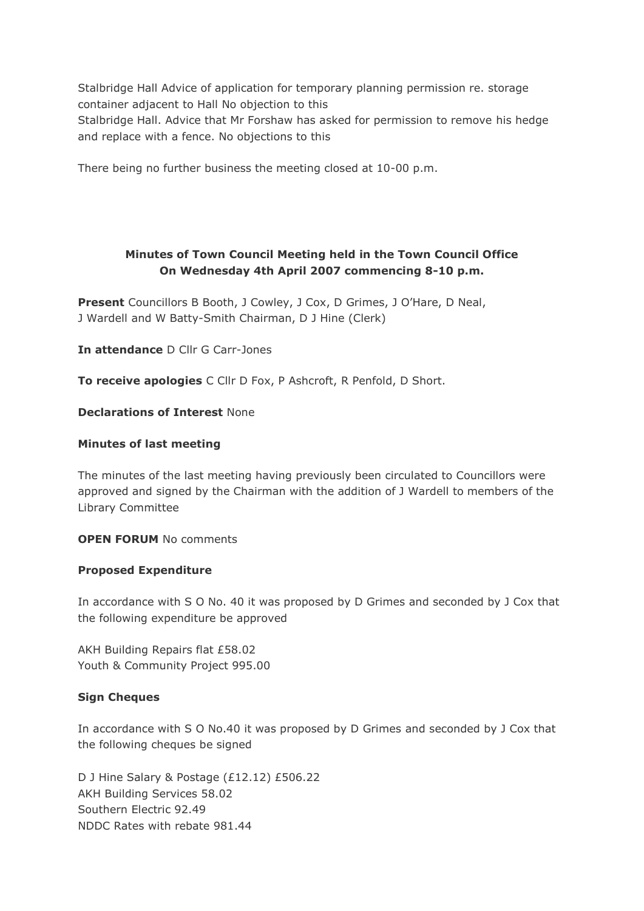Stalbridge Hall Advice of application for temporary planning permission re. storage container adjacent to Hall No objection to this
Stalbridge Hall. Advice that Mr Forshaw has asked for permission to remove his hedge and replace with a fence. No objections to this

There being no further business the meeting closed at 10-00 p.m.

**Minutes of Town Council Meeting held in the Town Council Office**
**On Wednesday 4th April 2007 commencing 8-10 p.m.**

**Present** Councillors B Booth, J Cowley, J Cox, D Grimes, J O'Hare, D Neal, J Wardell and W Batty-Smith Chairman, D J Hine (Clerk)

**In attendance** D Cllr G Carr-Jones

**To receive apologies** C Cllr D Fox, P Ashcroft, R Penfold, D Short.

**Declarations of Interest** None

**Minutes of last meeting**

The minutes of the last meeting having previously been circulated to Councillors were approved and signed by the Chairman with the addition of J Wardell to members of the Library Committee

**OPEN FORUM** No comments

**Proposed Expenditure**

In accordance with S O No. 40 it was proposed by D Grimes and seconded by J Cox that the following expenditure be approved

AKH Building Repairs flat £58.02
Youth & Community Project 995.00

**Sign Cheques**

In accordance with S O No.40 it was proposed by D Grimes and seconded by J Cox that the following cheques be signed

D J Hine Salary & Postage (£12.12) £506.22
AKH Building Services 58.02
Southern Electric 92.49
NDDC Rates with rebate 981.44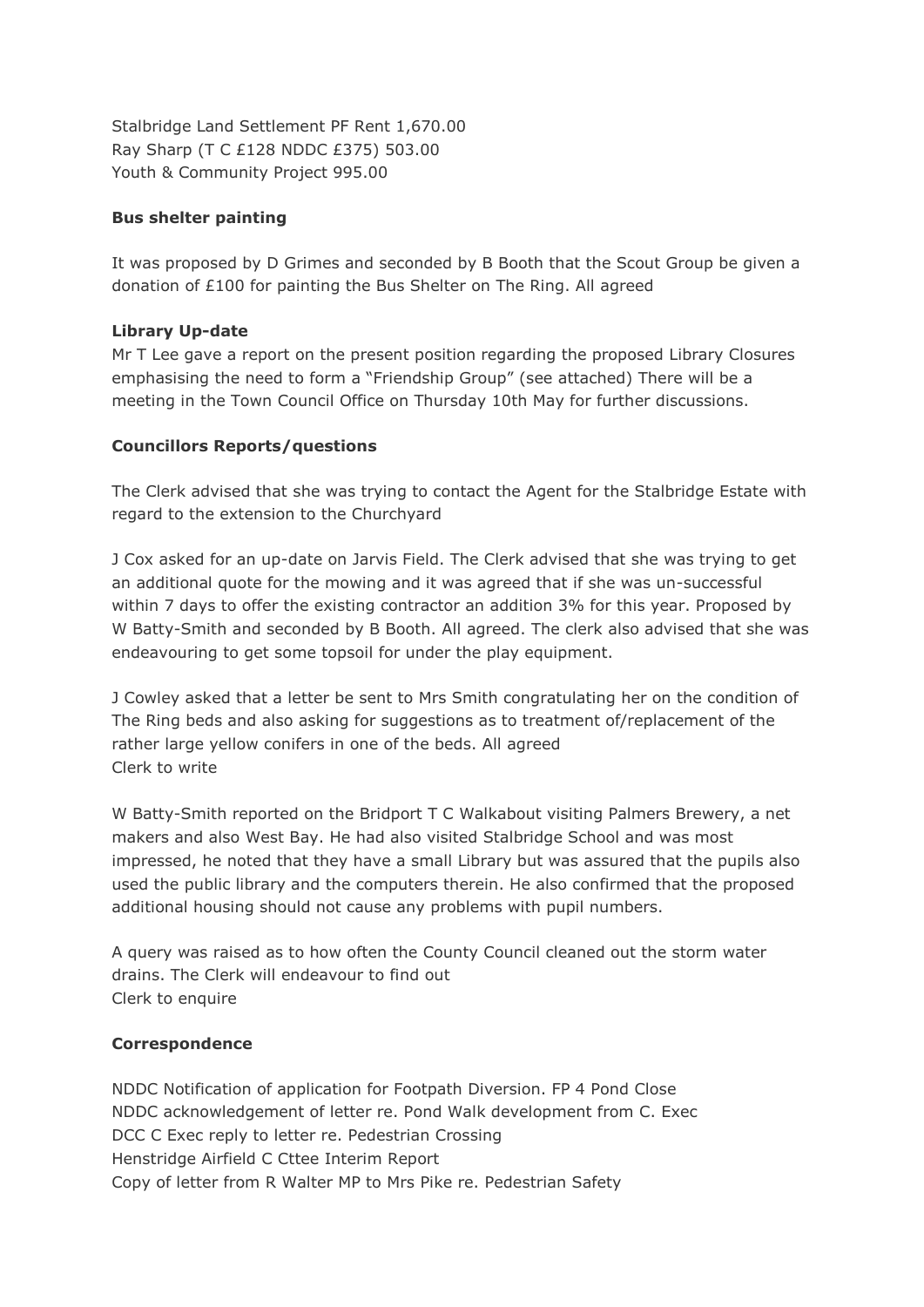Stalbridge Land Settlement PF Rent 1,670.00
Ray Sharp (T C £128 NDDC £375) 503.00
Youth & Community Project 995.00

**Bus shelter painting**

It was proposed by D Grimes and seconded by B Booth that the Scout Group be given a donation of £100 for painting the Bus Shelter on The Ring. All agreed

**Library Up-date**
Mr T Lee gave a report on the present position regarding the proposed Library Closures emphasising the need to form a "Friendship Group" (see attached) There will be a meeting in the Town Council Office on Thursday 10th May for further discussions.

**Councillors Reports/questions**

The Clerk advised that she was trying to contact the Agent for the Stalbridge Estate with regard to the extension to the Churchyard

J Cox asked for an up-date on Jarvis Field. The Clerk advised that she was trying to get an additional quote for the mowing and it was agreed that if she was un-successful within 7 days to offer the existing contractor an addition 3% for this year. Proposed by W Batty-Smith and seconded by B Booth. All agreed. The clerk also advised that she was endeavouring to get some topsoil for under the play equipment.

J Cowley asked that a letter be sent to Mrs Smith congratulating her on the condition of The Ring beds and also asking for suggestions as to treatment of/replacement of the rather large yellow conifers in one of the beds. All agreed
Clerk to write

W Batty-Smith reported on the Bridport T C Walkabout visiting Palmers Brewery, a net makers and also West Bay. He had also visited Stalbridge School and was most impressed, he noted that they have a small Library but was assured that the pupils also used the public library and the computers therein. He also confirmed that the proposed additional housing should not cause any problems with pupil numbers.

A query was raised as to how often the County Council cleaned out the storm water drains. The Clerk will endeavour to find out
Clerk to enquire

**Correspondence**

NDDC Notification of application for Footpath Diversion. FP 4 Pond Close
NDDC acknowledgement of letter re. Pond Walk development from C. Exec
DCC C Exec reply to letter re. Pedestrian Crossing
Henstridge Airfield C Cttee Interim Report
Copy of letter from R Walter MP to Mrs Pike re. Pedestrian Safety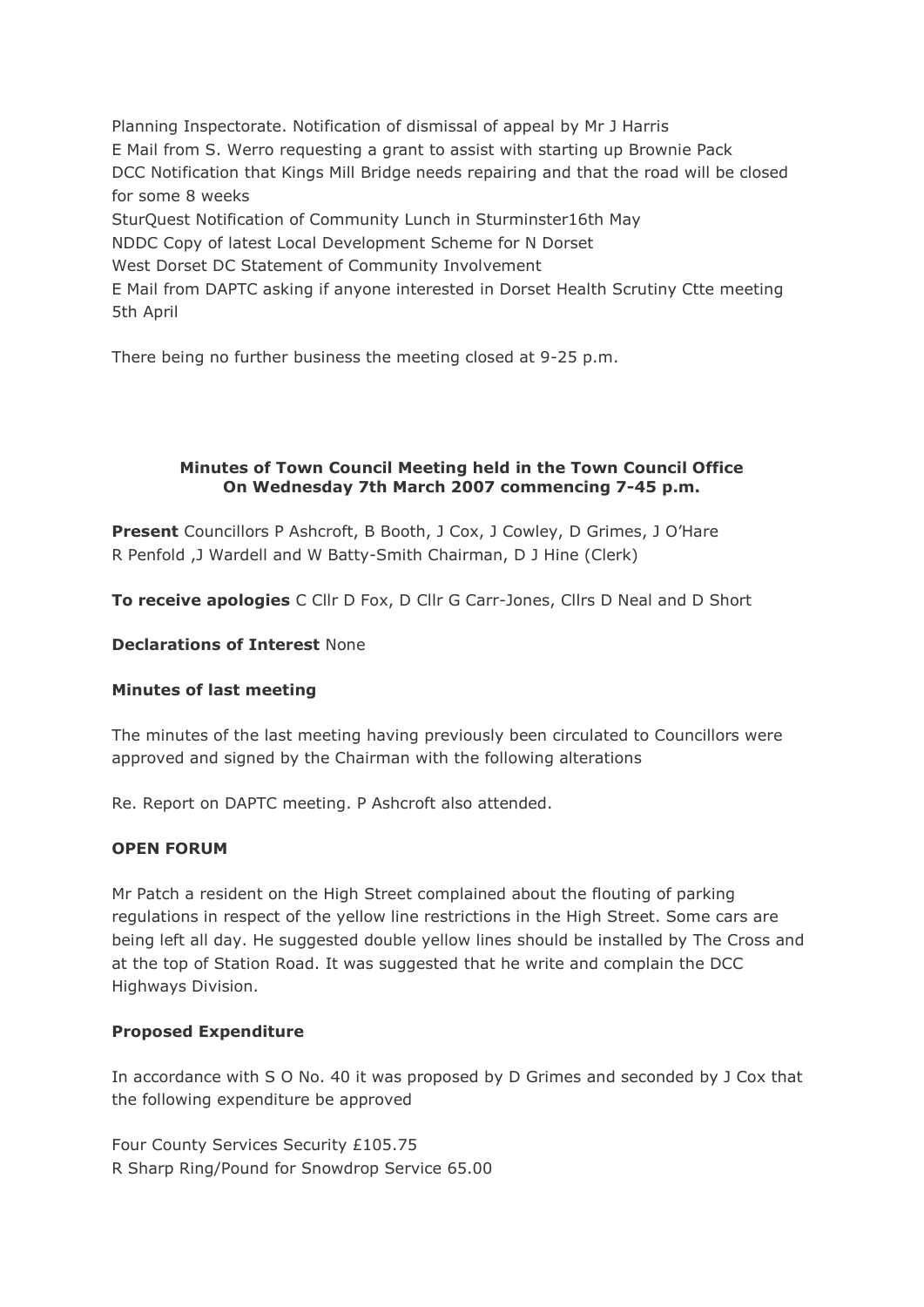Planning Inspectorate. Notification of dismissal of appeal by Mr J Harris
E Mail from S. Werro requesting a grant to assist with starting up Brownie Pack
DCC Notification that Kings Mill Bridge needs repairing and that the road will be closed for some 8 weeks
SturQuest Notification of Community Lunch in Sturminster16th May
NDDC Copy of latest Local Development Scheme for N Dorset
West Dorset DC Statement of Community Involvement
E Mail from DAPTC asking if anyone interested in Dorset Health Scrutiny Ctte meeting 5th April

There being no further business the meeting closed at 9-25 p.m.

**Minutes of Town Council Meeting held in the Town Council Office On Wednesday 7th March 2007 commencing 7-45 p.m.**

**Present** Councillors P Ashcroft, B Booth, J Cox, J Cowley, D Grimes, J O'Hare R Penfold ,J Wardell and W Batty-Smith Chairman, D J Hine (Clerk)

**To receive apologies** C Cllr D Fox, D Cllr G Carr-Jones, Cllrs D Neal and D Short

**Declarations of Interest** None

**Minutes of last meeting**

The minutes of the last meeting having previously been circulated to Councillors were approved and signed by the Chairman with the following alterations

Re. Report on DAPTC meeting. P Ashcroft also attended.

**OPEN FORUM**

Mr Patch a resident on the High Street complained about the flouting of parking regulations in respect of the yellow line restrictions in the High Street. Some cars are being left all day. He suggested double yellow lines should be installed by The Cross and at the top of Station Road. It was suggested that he write and complain the DCC Highways Division.

**Proposed Expenditure**

In accordance with S O No. 40 it was proposed by D Grimes and seconded by J Cox that the following expenditure be approved

Four County Services Security £105.75
R Sharp Ring/Pound for Snowdrop Service 65.00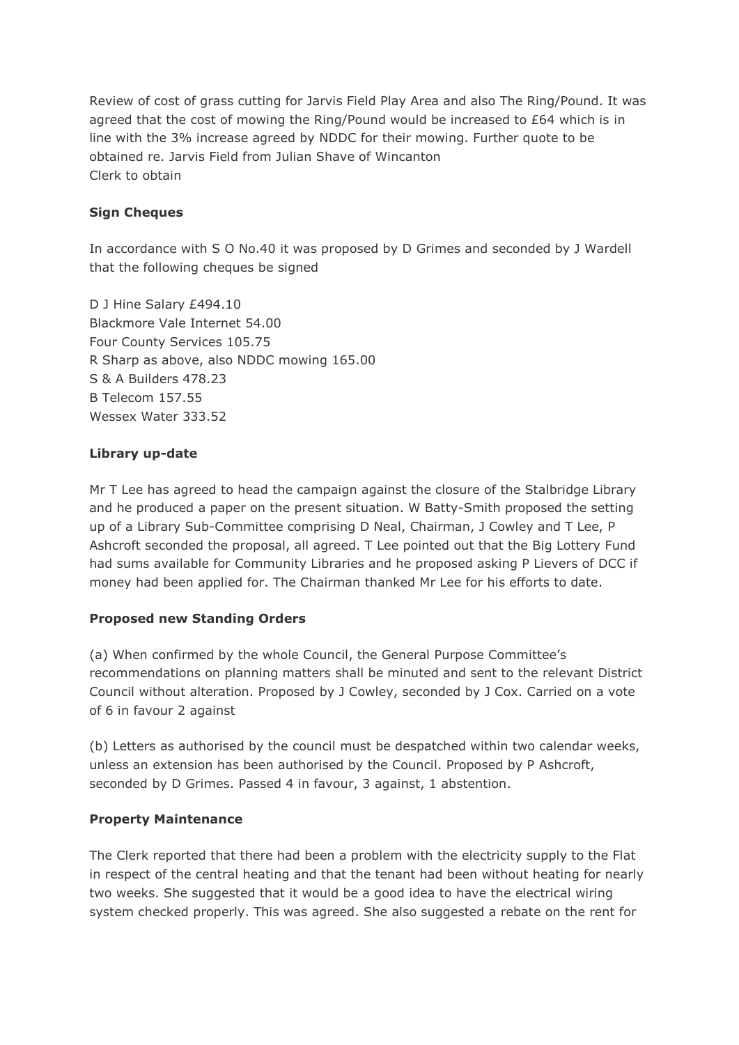Review of cost of grass cutting for Jarvis Field Play Area and also The Ring/Pound. It was agreed that the cost of mowing the Ring/Pound would be increased to £64 which is in line with the 3% increase agreed by NDDC for their mowing. Further quote to be obtained re. Jarvis Field from Julian Shave of Wincanton
Clerk to obtain

**Sign Cheques**

In accordance with S O No.40 it was proposed by D Grimes and seconded by J Wardell that the following cheques be signed

D J Hine Salary £494.10
Blackmore Vale Internet 54.00
Four County Services 105.75
R Sharp as above, also NDDC mowing 165.00
S & A Builders 478.23
B Telecom 157.55
Wessex Water 333.52

**Library up-date**

Mr T Lee has agreed to head the campaign against the closure of the Stalbridge Library and he produced a paper on the present situation. W Batty-Smith proposed the setting up of a Library Sub-Committee comprising D Neal, Chairman, J Cowley and T Lee, P Ashcroft seconded the proposal, all agreed. T Lee pointed out that the Big Lottery Fund had sums available for Community Libraries and he proposed asking P Lievers of DCC if money had been applied for. The Chairman thanked Mr Lee for his efforts to date.

**Proposed new Standing Orders**

(a) When confirmed by the whole Council, the General Purpose Committee's recommendations on planning matters shall be minuted and sent to the relevant District Council without alteration. Proposed by J Cowley, seconded by J Cox. Carried on a vote of 6 in favour 2 against

(b) Letters as authorised by the council must be despatched within two calendar weeks, unless an extension has been authorised by the Council. Proposed by P Ashcroft, seconded by D Grimes. Passed 4 in favour, 3 against, 1 abstention.

**Property Maintenance**

The Clerk reported that there had been a problem with the electricity supply to the Flat in respect of the central heating and that the tenant had been without heating for nearly two weeks. She suggested that it would be a good idea to have the electrical wiring system checked properly. This was agreed. She also suggested a rebate on the rent for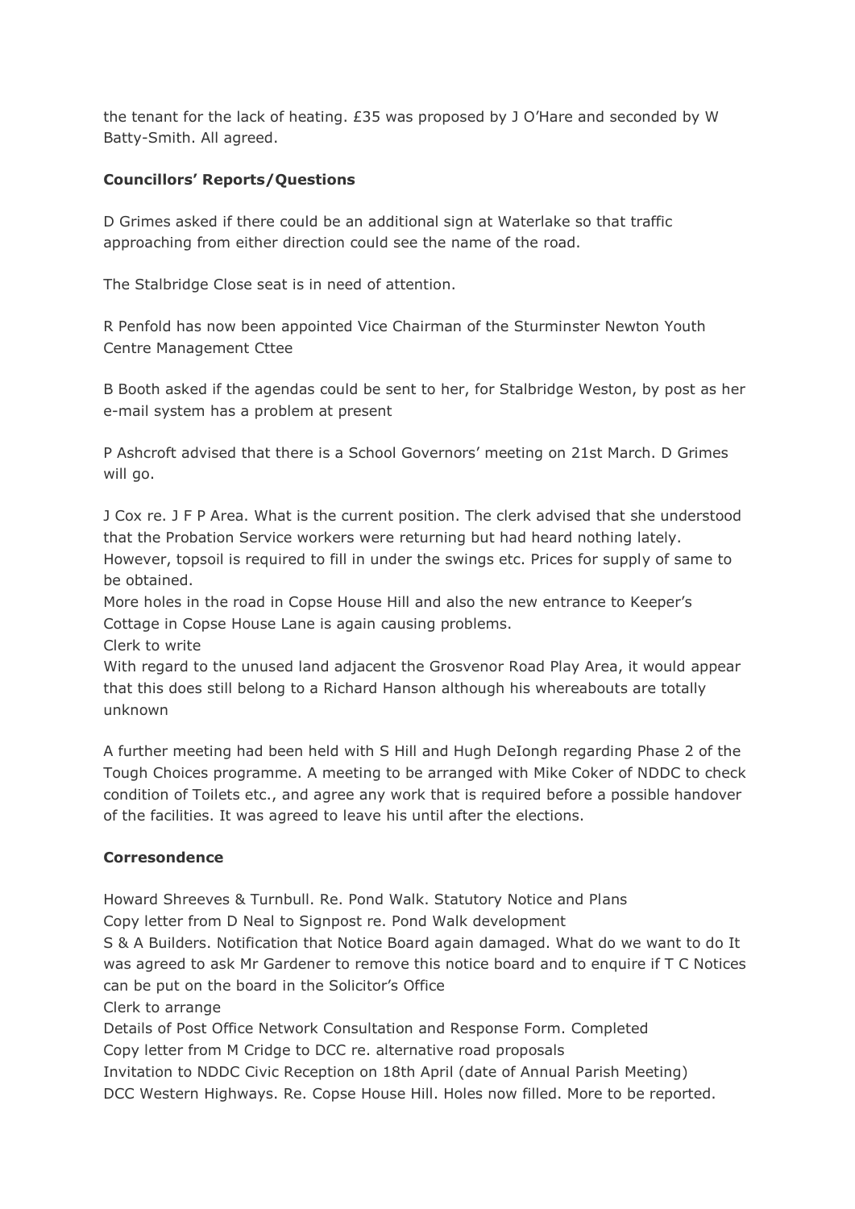the tenant for the lack of heating. £35 was proposed by J O'Hare and seconded by W Batty-Smith. All agreed.

**Councillors' Reports/Questions**

D Grimes asked if there could be an additional sign at Waterlake so that traffic approaching from either direction could see the name of the road.

The Stalbridge Close seat is in need of attention.

R Penfold has now been appointed Vice Chairman of the Sturminster Newton Youth Centre Management Cttee

B Booth asked if the agendas could be sent to her, for Stalbridge Weston, by post as her e-mail system has a problem at present

P Ashcroft advised that there is a School Governors' meeting on 21st March. D Grimes will go.

J Cox re. J F P Area. What is the current position. The clerk advised that she understood that the Probation Service workers were returning but had heard nothing lately. However, topsoil is required to fill in under the swings etc. Prices for supply of same to be obtained.
More holes in the road in Copse House Hill and also the new entrance to Keeper's Cottage in Copse House Lane is again causing problems.
Clerk to write
With regard to the unused land adjacent the Grosvenor Road Play Area, it would appear that this does still belong to a Richard Hanson although his whereabouts are totally unknown

A further meeting had been held with S Hill and Hugh DeIongh regarding Phase 2 of the Tough Choices programme. A meeting to be arranged with Mike Coker of NDDC to check condition of Toilets etc., and agree any work that is required before a possible handover of the facilities. It was agreed to leave his until after the elections.

**Corresondence**

Howard Shreeves & Turnbull. Re. Pond Walk. Statutory Notice and Plans
Copy letter from D Neal to Signpost re. Pond Walk development
S & A Builders. Notification that Notice Board again damaged. What do we want to do It was agreed to ask Mr Gardener to remove this notice board and to enquire if T C Notices can be put on the board in the Solicitor's Office
Clerk to arrange
Details of Post Office Network Consultation and Response Form. Completed
Copy letter from M Cridge to DCC re. alternative road proposals
Invitation to NDDC Civic Reception on 18th April (date of Annual Parish Meeting)
DCC Western Highways. Re. Copse House Hill. Holes now filled. More to be reported.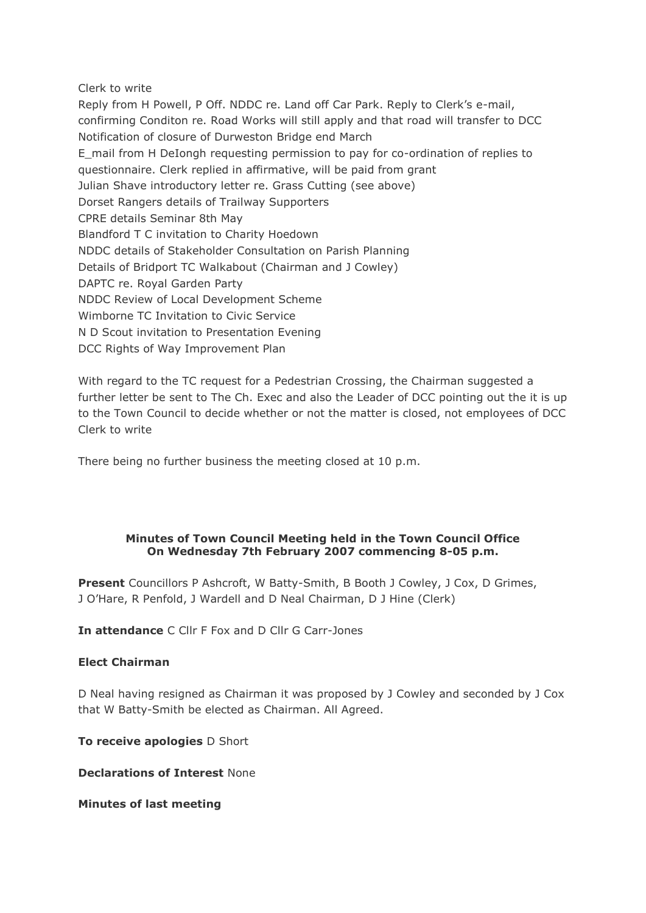Clerk to write

Reply from H Powell, P Off. NDDC re. Land off Car Park. Reply to Clerk's e-mail, confirming Conditon re. Road Works will still apply and that road will transfer to DCC

Notification of closure of Durweston Bridge end March

E_mail from H DeIongh requesting permission to pay for co-ordination of replies to questionnaire. Clerk replied in affirmative, will be paid from grant

Julian Shave introductory letter re. Grass Cutting (see above)

Dorset Rangers details of Trailway Supporters

CPRE details Seminar 8th May

Blandford T C invitation to Charity Hoedown

NDDC details of Stakeholder Consultation on Parish Planning

Details of Bridport TC Walkabout (Chairman and J Cowley)

DAPTC re. Royal Garden Party

NDDC Review of Local Development Scheme

Wimborne TC Invitation to Civic Service

N D Scout invitation to Presentation Evening

DCC Rights of Way Improvement Plan

With regard to the TC request for a Pedestrian Crossing, the Chairman suggested a further letter be sent to The Ch. Exec and also the Leader of DCC pointing out the it is up to the Town Council to decide whether or not the matter is closed, not employees of DCC

Clerk to write

There being no further business the meeting closed at 10 p.m.

**Minutes of Town Council Meeting held in the Town Council Office**
**On Wednesday 7th February 2007 commencing 8-05 p.m.**

**Present** Councillors P Ashcroft, W Batty-Smith, B Booth J Cowley, J Cox, D Grimes, J O'Hare, R Penfold, J Wardell and D Neal Chairman, D J Hine (Clerk)

**In attendance** C Cllr F Fox and D Cllr G Carr-Jones

**Elect Chairman**

D Neal having resigned as Chairman it was proposed by J Cowley and seconded by J Cox that W Batty-Smith be elected as Chairman. All Agreed.

**To receive apologies** D Short

**Declarations of Interest** None

**Minutes of last meeting**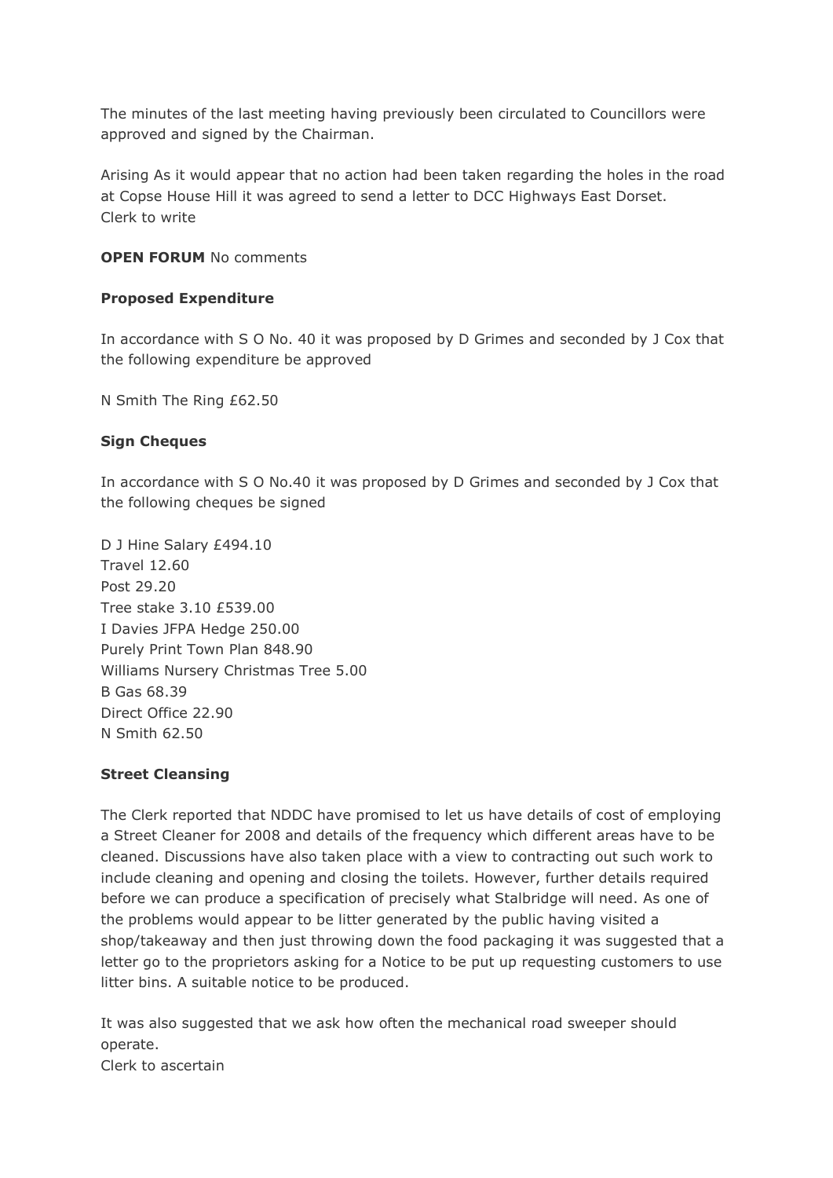The minutes of the last meeting having previously been circulated to Councillors were approved and signed by the Chairman.

Arising As it would appear that no action had been taken regarding the holes in the road at Copse House Hill it was agreed to send a letter to DCC Highways East Dorset.
Clerk to write

**OPEN FORUM** No comments

**Proposed Expenditure**

In accordance with S O No. 40 it was proposed by D Grimes and seconded by J Cox that the following expenditure be approved

N Smith The Ring £62.50

**Sign Cheques**

In accordance with S O No.40 it was proposed by D Grimes and seconded by J Cox that the following cheques be signed

D J Hine Salary £494.10
Travel 12.60
Post 29.20
Tree stake 3.10 £539.00
I Davies JFPA Hedge 250.00
Purely Print Town Plan 848.90
Williams Nursery Christmas Tree 5.00
B Gas 68.39
Direct Office 22.90
N Smith 62.50

**Street Cleansing**

The Clerk reported that NDDC have promised to let us have details of cost of employing a Street Cleaner for 2008 and details of the frequency which different areas have to be cleaned. Discussions have also taken place with a view to contracting out such work to include cleaning and opening and closing the toilets. However, further details required before we can produce a specification of precisely what Stalbridge will need. As one of the problems would appear to be litter generated by the public having visited a shop/takeaway and then just throwing down the food packaging it was suggested that a letter go to the proprietors asking for a Notice to be put up requesting customers to use litter bins. A suitable notice to be produced.

It was also suggested that we ask how often the mechanical road sweeper should operate.
Clerk to ascertain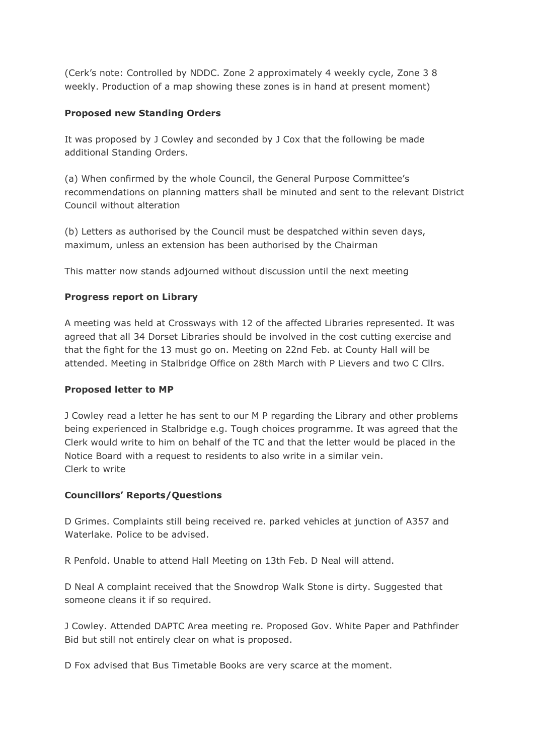(Cerk's note: Controlled by NDDC. Zone 2 approximately 4 weekly cycle, Zone 3 8 weekly. Production of a map showing these zones is in hand at present moment)

**Proposed new Standing Orders**

It was proposed by J Cowley and seconded by J Cox that the following be made additional Standing Orders.

(a) When confirmed by the whole Council, the General Purpose Committee's recommendations on planning matters shall be minuted and sent to the relevant District Council without alteration

(b) Letters as authorised by the Council must be despatched within seven days, maximum, unless an extension has been authorised by the Chairman

This matter now stands adjourned without discussion until the next meeting

**Progress report on Library**

A meeting was held at Crossways with 12 of the affected Libraries represented. It was agreed that all 34 Dorset Libraries should be involved in the cost cutting exercise and that the fight for the 13 must go on. Meeting on 22nd Feb. at County Hall will be attended. Meeting in Stalbridge Office on 28th March with P Lievers and two C Cllrs.

**Proposed letter to MP**

J Cowley read a letter he has sent to our M P regarding the Library and other problems being experienced in Stalbridge e.g. Tough choices programme. It was agreed that the Clerk would write to him on behalf of the TC and that the letter would be placed in the Notice Board with a request to residents to also write in a similar vein.
Clerk to write

**Councillors' Reports/Questions**

D Grimes. Complaints still being received re. parked vehicles at junction of A357 and Waterlake. Police to be advised.

R Penfold. Unable to attend Hall Meeting on 13th Feb. D Neal will attend.

D Neal A complaint received that the Snowdrop Walk Stone is dirty. Suggested that someone cleans it if so required.

J Cowley. Attended DAPTC Area meeting re. Proposed Gov. White Paper and Pathfinder Bid but still not entirely clear on what is proposed.

D Fox advised that Bus Timetable Books are very scarce at the moment.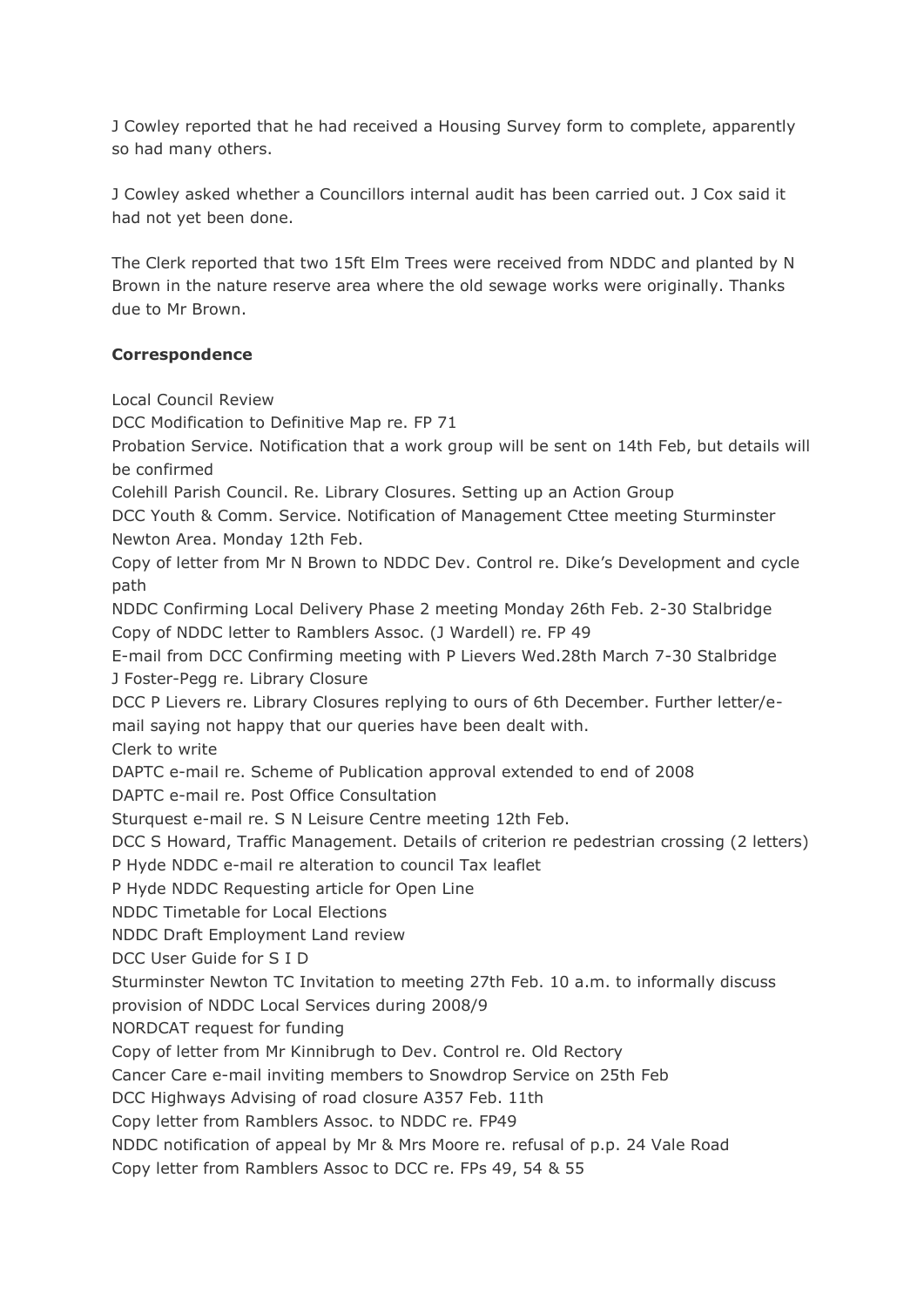J Cowley reported that he had received a Housing Survey form to complete, apparently so had many others.

J Cowley asked whether a Councillors internal audit has been carried out. J Cox said it had not yet been done.

The Clerk reported that two 15ft Elm Trees were received from NDDC and planted by N Brown in the nature reserve area where the old sewage works were originally. Thanks due to Mr Brown.

**Correspondence**

Local Council Review
DCC Modification to Definitive Map re. FP 71
Probation Service. Notification that a work group will be sent on 14th Feb, but details will be confirmed
Colehill Parish Council. Re. Library Closures. Setting up an Action Group
DCC Youth & Comm. Service. Notification of Management Cttee meeting Sturminster Newton Area. Monday 12th Feb.
Copy of letter from Mr N Brown to NDDC Dev. Control re. Dike's Development and cycle path
NDDC Confirming Local Delivery Phase 2 meeting Monday 26th Feb. 2-30 Stalbridge
Copy of NDDC letter to Ramblers Assoc. (J Wardell) re. FP 49
E-mail from DCC Confirming meeting with P Lievers Wed.28th March 7-30 Stalbridge
J Foster-Pegg re. Library Closure
DCC P Lievers re. Library Closures replying to ours of 6th December. Further letter/e-mail saying not happy that our queries have been dealt with.
Clerk to write
DAPTC e-mail re. Scheme of Publication approval extended to end of 2008
DAPTC e-mail re. Post Office Consultation
Sturquest e-mail re. S N Leisure Centre meeting 12th Feb.
DCC S Howard, Traffic Management. Details of criterion re pedestrian crossing (2 letters)
P Hyde NDDC e-mail re alteration to council Tax leaflet
P Hyde NDDC Requesting article for Open Line
NDDC Timetable for Local Elections
NDDC Draft Employment Land review
DCC User Guide for S I D
Sturminster Newton TC Invitation to meeting 27th Feb. 10 a.m. to informally discuss provision of NDDC Local Services during 2008/9
NORDCAT request for funding
Copy of letter from Mr Kinnibrugh to Dev. Control re. Old Rectory
Cancer Care e-mail inviting members to Snowdrop Service on 25th Feb
DCC Highways Advising of road closure A357 Feb. 11th
Copy letter from Ramblers Assoc. to NDDC re. FP49
NDDC notification of appeal by Mr & Mrs Moore re. refusal of p.p. 24 Vale Road
Copy letter from Ramblers Assoc to DCC re. FPs 49, 54 & 55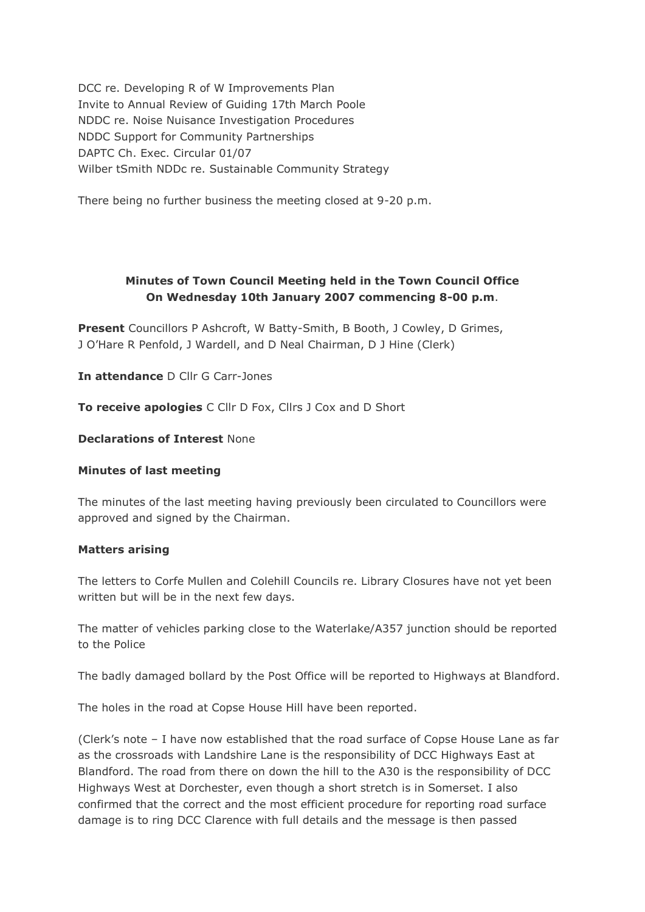DCC re. Developing R of W Improvements Plan
Invite to Annual Review of Guiding 17th March Poole
NDDC re. Noise Nuisance Investigation Procedures
NDDC Support for Community Partnerships
DAPTC Ch. Exec. Circular 01/07
Wilber tSmith NDDc re. Sustainable Community Strategy

There being no further business the meeting closed at 9-20 p.m.

**Minutes of Town Council Meeting held in the Town Council Office On Wednesday 10th January 2007 commencing 8-00 p.m**.

**Present** Councillors P Ashcroft, W Batty-Smith, B Booth, J Cowley, D Grimes, J O'Hare R Penfold, J Wardell, and D Neal Chairman, D J Hine (Clerk)

**In attendance** D Cllr G Carr-Jones

**To receive apologies** C Cllr D Fox, Cllrs J Cox and D Short

**Declarations of Interest** None

**Minutes of last meeting**

The minutes of the last meeting having previously been circulated to Councillors were approved and signed by the Chairman.

**Matters arising**

The letters to Corfe Mullen and Colehill Councils re. Library Closures have not yet been written but will be in the next few days.

The matter of vehicles parking close to the Waterlake/A357 junction should be reported to the Police

The badly damaged bollard by the Post Office will be reported to Highways at Blandford.

The holes in the road at Copse House Hill have been reported.

(Clerk's note – I have now established that the road surface of Copse House Lane as far as the crossroads with Landshire Lane is the responsibility of DCC Highways East at Blandford. The road from there on down the hill to the A30 is the responsibility of DCC Highways West at Dorchester, even though a short stretch is in Somerset. I also confirmed that the correct and the most efficient procedure for reporting road surface damage is to ring DCC Clarence with full details and the message is then passed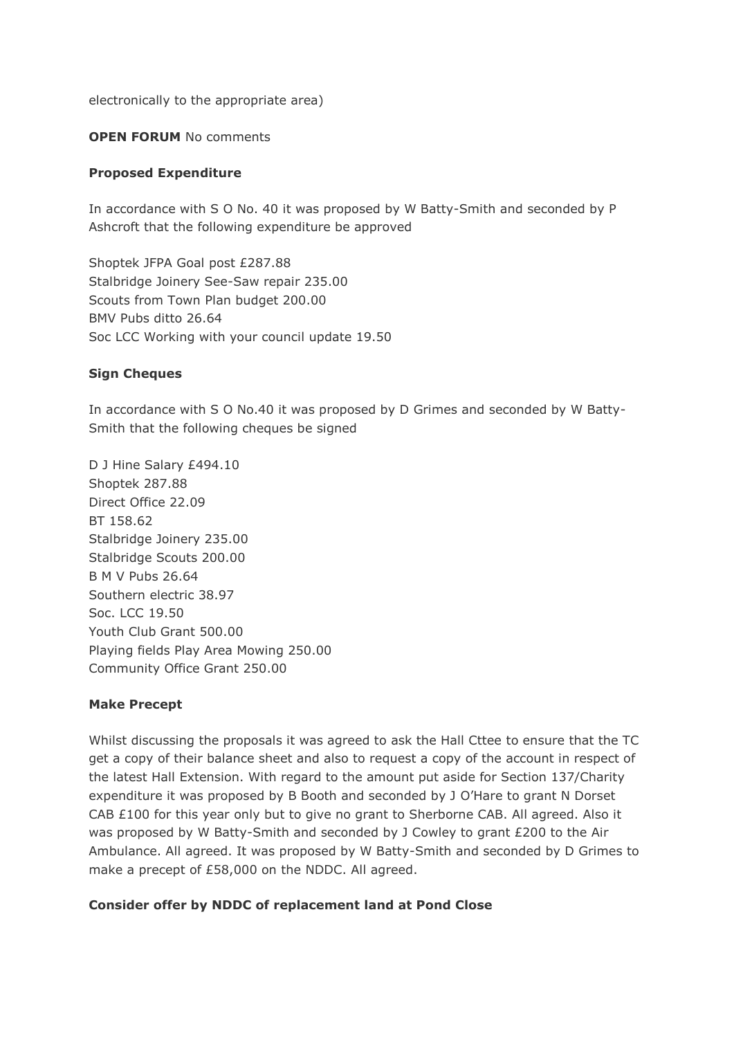electronically to the appropriate area)

**OPEN FORUM** No comments

**Proposed Expenditure**

In accordance with S O No. 40 it was proposed by W Batty-Smith and seconded by P Ashcroft that the following expenditure be approved

Shoptek JFPA Goal post £287.88
Stalbridge Joinery See-Saw repair 235.00
Scouts from Town Plan budget 200.00
BMV Pubs ditto 26.64
Soc LCC Working with your council update 19.50

**Sign Cheques**

In accordance with S O No.40 it was proposed by D Grimes and seconded by W Batty-Smith that the following cheques be signed

D J Hine Salary £494.10
Shoptek 287.88
Direct Office 22.09
BT 158.62
Stalbridge Joinery 235.00
Stalbridge Scouts 200.00
B M V Pubs 26.64
Southern electric 38.97
Soc. LCC 19.50
Youth Club Grant 500.00
Playing fields Play Area Mowing 250.00
Community Office Grant 250.00

**Make Precept**

Whilst discussing the proposals it was agreed to ask the Hall Cttee to ensure that the TC get a copy of their balance sheet and also to request a copy of the account in respect of the latest Hall Extension. With regard to the amount put aside for Section 137/Charity expenditure it was proposed by B Booth and seconded by J O'Hare to grant N Dorset CAB £100 for this year only but to give no grant to Sherborne CAB. All agreed. Also it was proposed by W Batty-Smith and seconded by J Cowley to grant £200 to the Air Ambulance. All agreed. It was proposed by W Batty-Smith and seconded by D Grimes to make a precept of £58,000 on the NDDC. All agreed.

**Consider offer by NDDC of replacement land at Pond Close**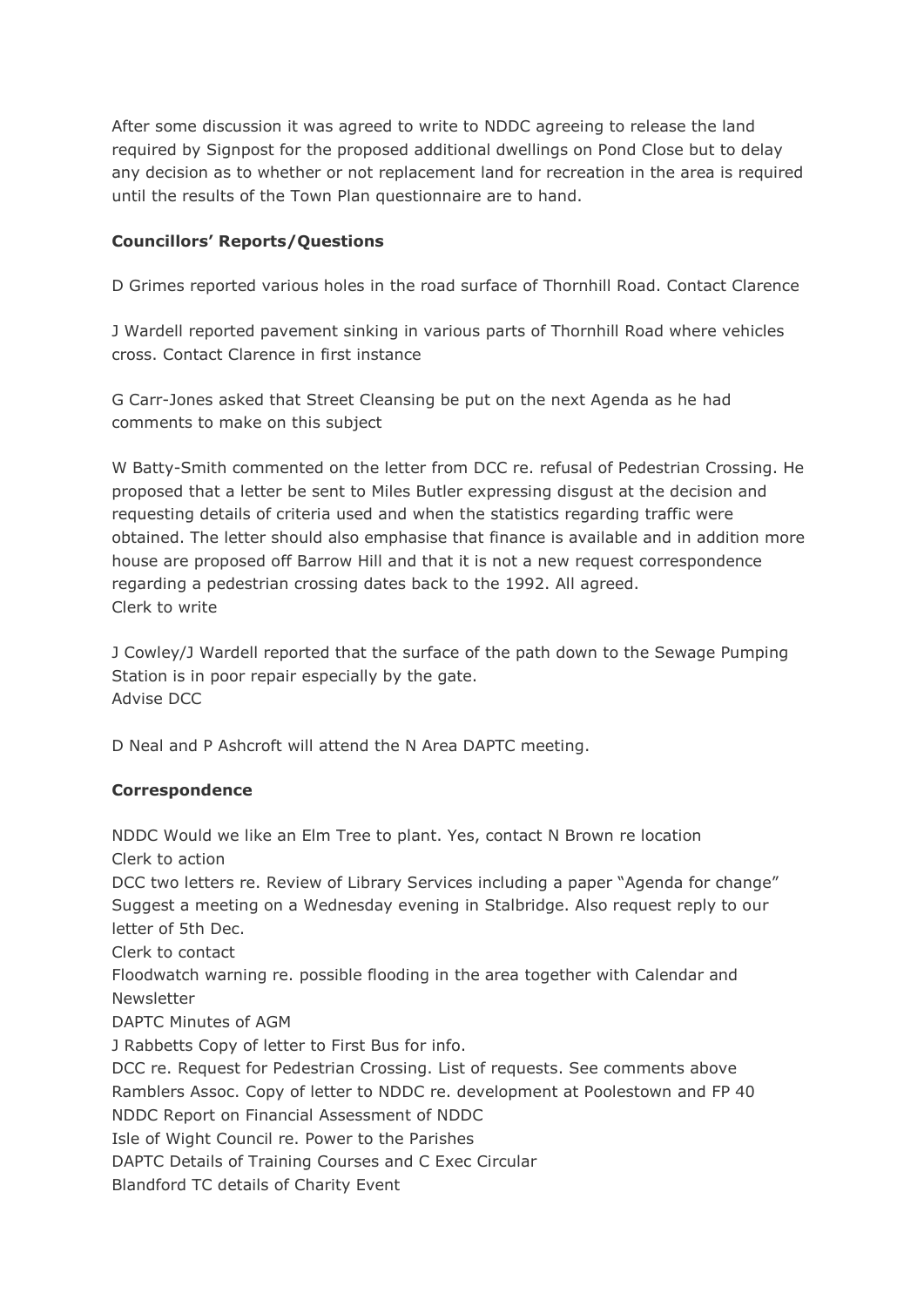After some discussion it was agreed to write to NDDC agreeing to release the land required by Signpost for the proposed additional dwellings on Pond Close but to delay any decision as to whether or not replacement land for recreation in the area is required until the results of the Town Plan questionnaire are to hand.

**Councillors' Reports/Questions**

D Grimes reported various holes in the road surface of Thornhill Road. Contact Clarence

J Wardell reported pavement sinking in various parts of Thornhill Road where vehicles cross. Contact Clarence in first instance

G Carr-Jones asked that Street Cleansing be put on the next Agenda as he had comments to make on this subject

W Batty-Smith commented on the letter from DCC re. refusal of Pedestrian Crossing. He proposed that a letter be sent to Miles Butler expressing disgust at the decision and requesting details of criteria used and when the statistics regarding traffic were obtained. The letter should also emphasise that finance is available and in addition more house are proposed off Barrow Hill and that it is not a new request correspondence regarding a pedestrian crossing dates back to the 1992. All agreed.
Clerk to write

J Cowley/J Wardell reported that the surface of the path down to the Sewage Pumping Station is in poor repair especially by the gate.
Advise DCC

D Neal and P Ashcroft will attend the N Area DAPTC meeting.

**Correspondence**

NDDC Would we like an Elm Tree to plant. Yes, contact N Brown re location
Clerk to action
DCC two letters re. Review of Library Services including a paper "Agenda for change" Suggest a meeting on a Wednesday evening in Stalbridge. Also request reply to our letter of 5th Dec.
Clerk to contact
Floodwatch warning re. possible flooding in the area together with Calendar and Newsletter
DAPTC Minutes of AGM
J Rabbetts Copy of letter to First Bus for info.
DCC re. Request for Pedestrian Crossing. List of requests. See comments above
Ramblers Assoc. Copy of letter to NDDC re. development at Poolestown and FP 40
NDDC Report on Financial Assessment of NDDC
Isle of Wight Council re. Power to the Parishes
DAPTC Details of Training Courses and C Exec Circular
Blandford TC details of Charity Event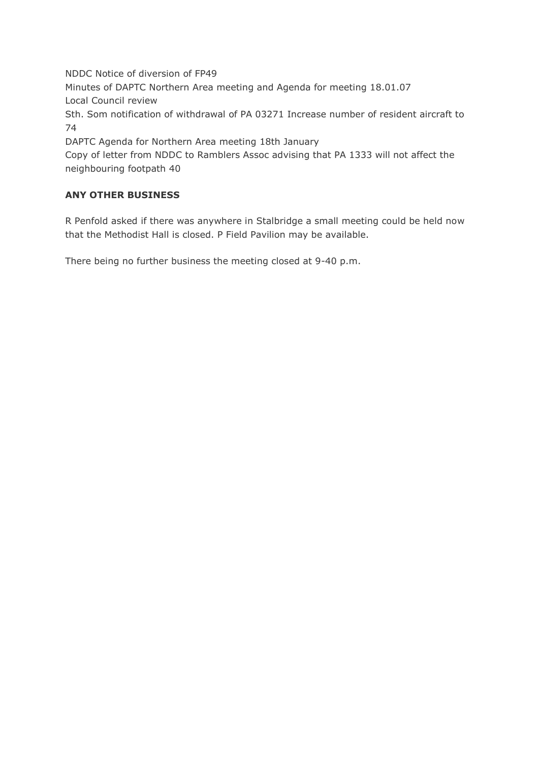NDDC Notice of diversion of FP49  
Minutes of DAPTC Northern Area meeting and Agenda for meeting 18.01.07  
Local Council review  
Sth. Som notification of withdrawal of PA 03271 Increase number of resident aircraft to 74  
DAPTC Agenda for Northern Area meeting 18th January  
Copy of letter from NDDC to Ramblers Assoc advising that PA 1333 will not affect the neighbouring footpath 40

**ANY OTHER BUSINESS**

R Penfold asked if there was anywhere in Stalbridge a small meeting could be held now that the Methodist Hall is closed. P Field Pavilion may be available.

There being no further business the meeting closed at 9-40 p.m.